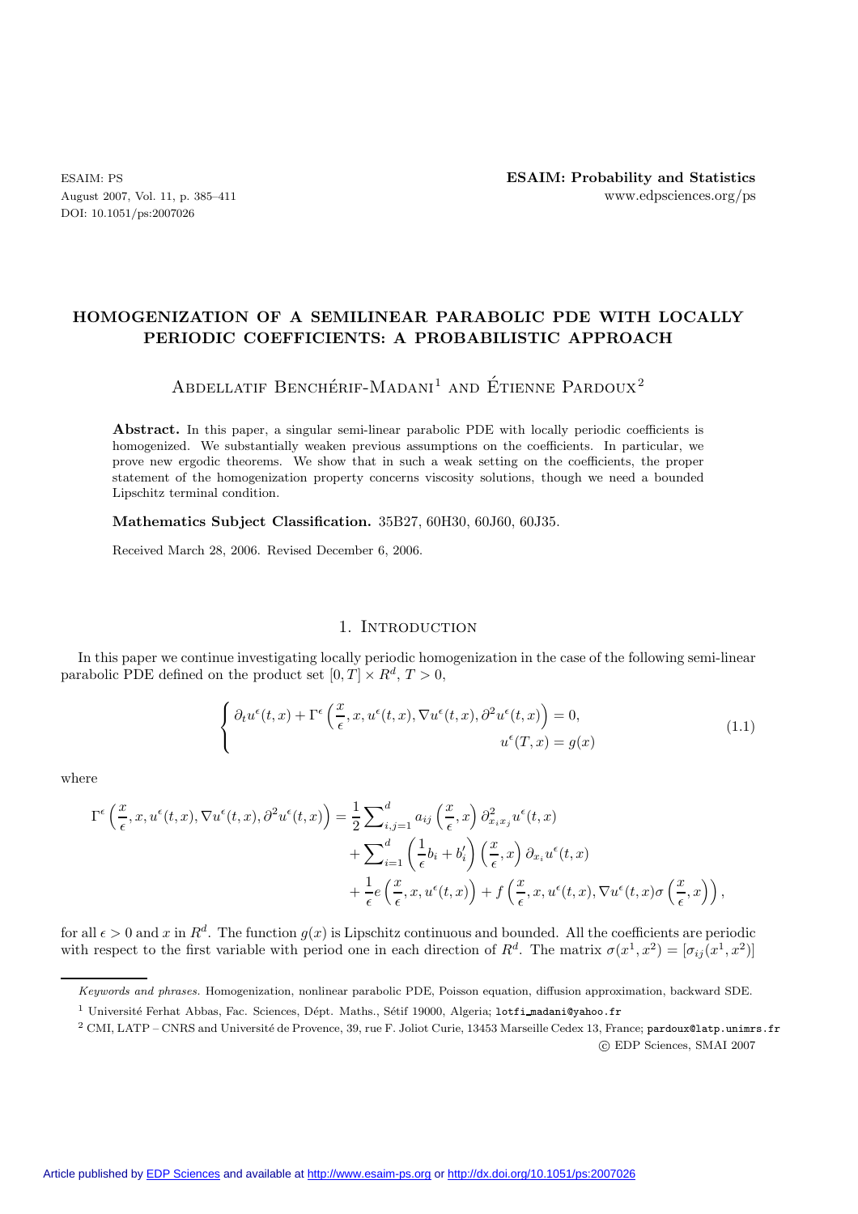# HOMOGENIZATION OF A SEMILINEAR PARABOLIC PDE WITH LOCALLY PERIODIC COEFFICIENTS: A PROBABILISTIC APPROACH

Abdellatif Benchérif-Madani[1] and Étienne Pardoux[2]

**Abstract.** In this paper, a singular semi-linear parabolic PDE with locally periodic coefficients is homogenized. We substantially weaken previous assumptions on the coefficients. In particular, we prove new ergodic theorems. We show that in such a weak setting on the coefficients, the proper statement of the homogenization property concerns viscosity solutions, though we need a bounded Lipschitz terminal condition.

**Mathematics Subject Classification.** 35B27, 60H30, 60J60, 60J35.

Received March 28, 2006. Revised December 6, 2006.

## 1. Introduction

In this paper we continue investigating locally periodic homogenization in the case of the following semi-linear parabolic PDE defined on the product set $[0,T] \times R^d$, $T > 0$,

$$\begin{cases} \partial_t u^\epsilon(t,x) + \Gamma^\epsilon\left(\frac{x}{\epsilon}, x, u^\epsilon(t,x), \nabla u^\epsilon(t,x), \partial^2 u^\epsilon(t,x)\right) = 0, \\ \qquad\qquad\qquad\qquad\qquad\qquad\qquad u^\epsilon(T,x) = g(x) \end{cases} \tag{1.1}$$

where

$$\begin{aligned} \Gamma^\epsilon\left(\frac{x}{\epsilon}, x, u^\epsilon(t,x), \nabla u^\epsilon(t,x), \partial^2 u^\epsilon(t,x)\right) &= \frac{1}{2}\sum\nolimits_{i,j=1}^d a_{ij}\left(\frac{x}{\epsilon}, x\right)\partial^2_{x_i x_j} u^\epsilon(t,x) \\ &+ \sum\nolimits_{i=1}^d \left(\frac{1}{\epsilon} b_i + b'_i\right)\left(\frac{x}{\epsilon}, x\right)\partial_{x_i} u^\epsilon(t,x) \\ &+ \frac{1}{\epsilon} e\left(\frac{x}{\epsilon}, x, u^\epsilon(t,x)\right) + f\left(\frac{x}{\epsilon}, x, u^\epsilon(t,x), \nabla u^\epsilon(t,x)\sigma\left(\frac{x}{\epsilon}, x\right)\right), \end{aligned}$$

for all $\epsilon > 0$ and $x$ in $R^d$. The function $g(x)$ is Lipschitz continuous and bounded. All the coefficients are periodic with respect to the first variable with period one in each direction of $R^d$. The matrix $\sigma(x^1, x^2) = [\sigma_{ij}(x^1, x^2)]$

---

*Keywords and phrases.* Homogenization, nonlinear parabolic PDE, Poisson equation, diffusion approximation, backward SDE.

[1] Université Ferhat Abbas, Fac. Sciences, Dépt. Maths., Sétif 19000, Algeria; lotfi_madani@yahoo.fr

[2] CMI, LATP – CNRS and Université de Provence, 39, rue F. Joliot Curie, 13453 Marseille Cedex 13, France; pardoux@latp.unimrs.fr

© EDP Sciences, SMAI 2007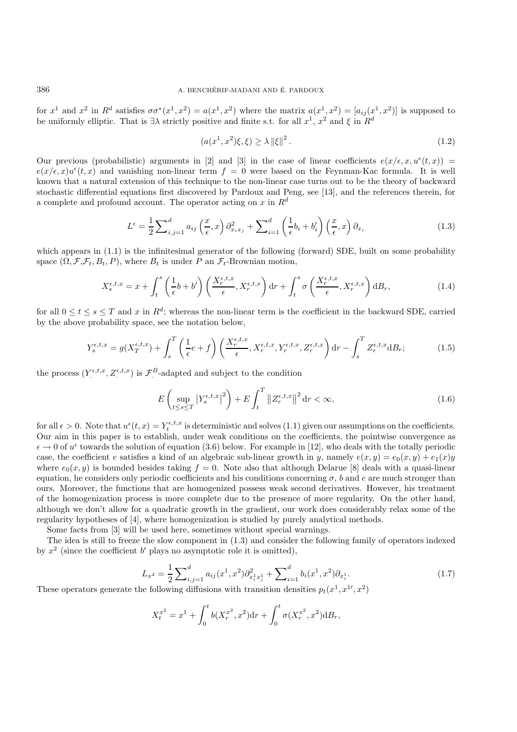for $x^1$ and $x^2$ in $R^d$ satisfies $\sigma\sigma^*(x^1,x^2) = a(x^1,x^2)$ where the matrix $a(x^1,x^2) = [a_{ij}(x^1,x^2)]$ is supposed to be uniformly elliptic. That is $\exists\lambda$ strictly positive and finite s.t. for all $x^1$, $x^2$ and $\xi$ in $R^d$

$$(a(x^1,x^2)\xi,\xi) \geq \lambda \|\xi\|^2 . \tag{1.2}$$

Our previous (probabilistic) arguments in [2] and [3] in the case of linear coefficients $e(x/\epsilon, x, u^\epsilon(t,x)) = e(x/\epsilon, x)u^\epsilon(t,x)$ and vanishing non-linear term $f = 0$ were based on the Feynman-Kac formula. It is well known that a natural extension of this technique to the non-linear case turns out to be the theory of backward stochastic differential equations first discovered by Pardoux and Peng, see [13], and the references therein, for a complete and profound account. The operator acting on $x$ in $R^d$

$$L^\epsilon = \frac{1}{2}\sum\nolimits_{i,j=1}^{d} a_{ij}\left(\frac{x}{\epsilon},x\right)\partial^2_{x_i x_j} + \sum\nolimits_{i=1}^{d}\left(\frac{1}{\epsilon}b_i + b_i'\right)\left(\frac{x}{\epsilon},x\right)\partial_{x_i} \tag{1.3}$$

which appears in (1.1) is the infinitesimal generator of the following (forward) SDE, built on some probability space $(\Omega, \mathcal{F}, \mathcal{F}_t, B_t, P)$, where $B_t$ is under $P$ an $\mathcal{F}_t$-Brownian motion,

$$X_s^{\epsilon,t,x} = x + \int_t^s \left(\frac{1}{\epsilon}b + b'\right)\left(\frac{X_r^{\epsilon,t,x}}{\epsilon}, X_r^{\epsilon,t,x}\right)\mathrm{d}r + \int_t^s \sigma\left(\frac{X_r^{\epsilon,t,x}}{\epsilon}, X_r^{\epsilon,t,x}\right)\mathrm{d}B_r, \tag{1.4}$$

for all $0 \leq t \leq s \leq T$ and $x$ in $R^d$; whereas the non-linear term is the coefficient in the backward SDE, carried by the above probability space, see the notation below,

$$Y_s^{\epsilon,t,x} = g(X_T^{\epsilon,t,x}) + \int_s^T \left(\frac{1}{\epsilon}e + f\right)\left(\frac{X_r^{\epsilon,t,x}}{\epsilon}, X_r^{\epsilon,t,x}, Y_r^{\epsilon,t,x}, Z_r^{\epsilon,t,x}\right)\mathrm{d}r - \int_s^T Z_r^{\epsilon,t,x}\mathrm{d}B_r; \tag{1.5}$$

the process $(Y_\cdot^{\epsilon,t,x}, Z_\cdot^{\epsilon,t,x})$ is $\mathcal{F}_\cdot^B$-adapted and subject to the condition

$$E\left(\sup_{t\leq s\leq T}\left|Y_s^{\epsilon,t,x}\right|^2\right) + E\int_t^T \left\|Z_r^{\epsilon,t,x}\right\|^2 \mathrm{d}r < \infty, \tag{1.6}$$

for all $\epsilon > 0$. Note that $u^\epsilon(t,x) = Y_t^{\epsilon,t,x}$ is deterministic and solves (1.1) given our assumptions on the coefficients. Our aim in this paper is to establish, under weak conditions on the coefficients, the pointwise convergence as $\epsilon \to 0$ of $u^\epsilon$ towards the solution of equation (3.6) below. For example in [12], who deals with the totally periodic case, the coefficient $e$ satisfies a kind of an algebraic sub-linear growth in $y$, namely $e(x,y) = e_0(x,y) + e_1(x)y$ where $e_0(x,y)$ is bounded besides taking $f = 0$. Note also that although Delarue [8] deals with a quasi-linear equation, he considers only periodic coefficients and his conditions concerning $\sigma$, $b$ and $e$ are much stronger than ours. Moreover, the functions that are homogenized possess weak second derivatives. However, his treatment of the homogenization process is more complete due to the presence of more regularity. On the other hand, although we don't allow for a quadratic growth in the gradient, our work does considerably relax some of the regularity hypotheses of [4], where homogenization is studied by purely analytical methods.

Some facts from [3] will be used here, sometimes without special warnings.

The idea is still to freeze the slow component in (1.3) and consider the following family of operators indexed by $x^2$ (since the coefficient $b'$ plays no asymptotic role it is omitted),

$$L_{x^2} = \frac{1}{2}\sum\nolimits_{i,j=1}^{d} a_{ij}(x^1,x^2)\partial^2_{x_i^1 x_j^1} + \sum\nolimits_{i=1}^{d} b_i(x^1,x^2)\partial_{x_i^1}. \tag{1.7}$$

These operators generate the following diffusions with transition densities $p_t(x^1, x^{1\prime}, x^2)$

$$X_t^{x^2} = x^1 + \int_0^t b(X_r^{x^2}, x^2)\mathrm{d}r + \int_0^t \sigma(X_r^{x^2}, x^2)\mathrm{d}B_r,$$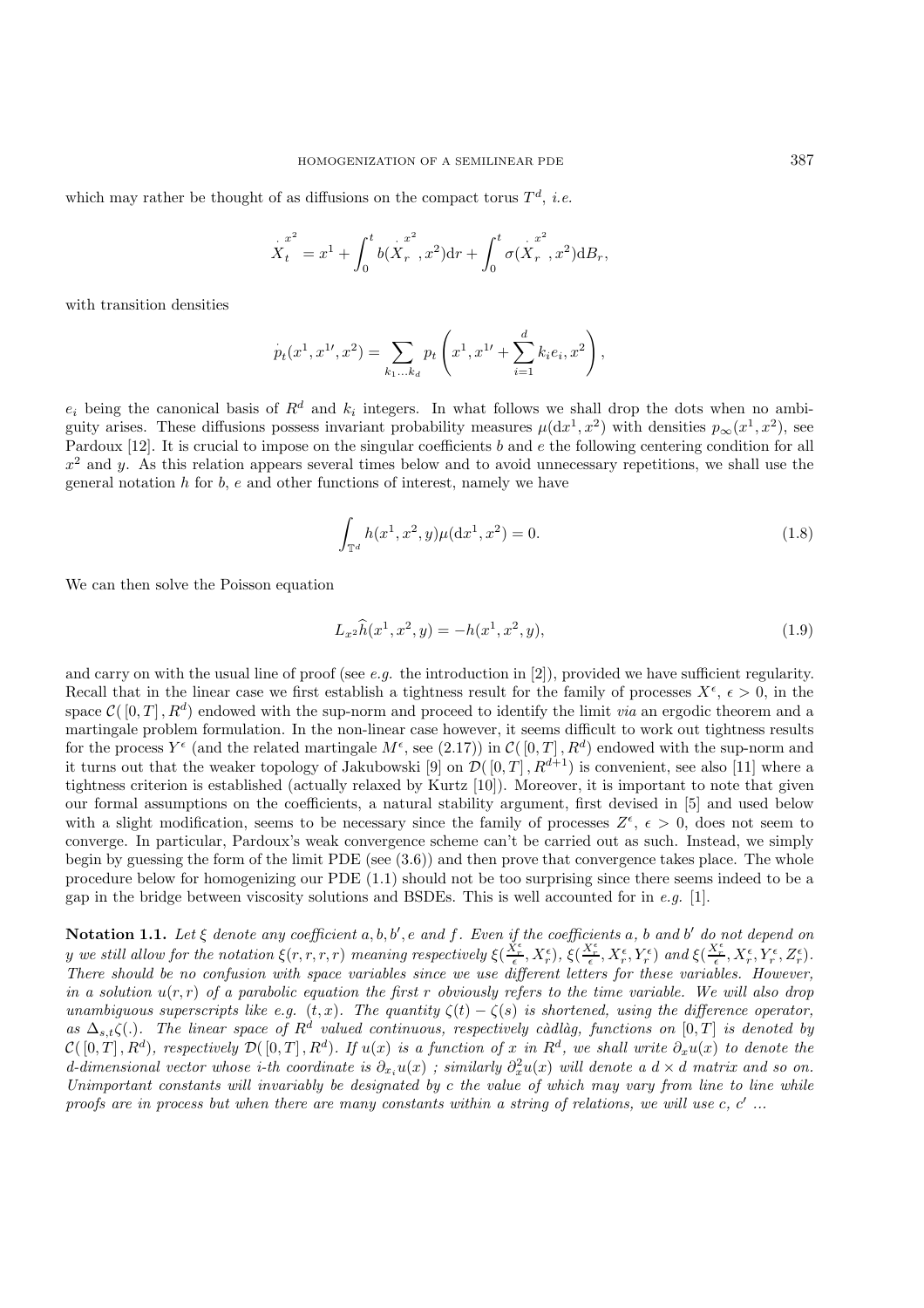which may rather be thought of as diffusions on the compact torus $T^d$, *i.e.*

$$\dot{X}_t^{x^2} = x^1 + \int_0^t b(\dot{X}_r^{x^2}, x^2)\mathrm{d}r + \int_0^t \sigma(\dot{X}_r^{x^2}, x^2)\mathrm{d}B_r,$$

with transition densities

$$\dot{p}_t(x^1, x^{1\prime}, x^2) = \sum_{k_1 \ldots k_d} p_t\left(x^1, x^{1\prime} + \sum_{i=1}^d k_i e_i, x^2\right),$$

$e_i$ being the canonical basis of $R^d$ and $k_i$ integers. In what follows we shall drop the dots when no ambiguity arises. These diffusions possess invariant probability measures $\mu(\mathrm{d}x^1, x^2)$ with densities $p_\infty(x^1, x^2)$, see Pardoux [12]. It is crucial to impose on the singular coefficients $b$ and $e$ the following centering condition for all $x^2$ and $y$. As this relation appears several times below and to avoid unnecessary repetitions, we shall use the general notation $h$ for $b$, $e$ and other functions of interest, namely we have

$$\int_{\mathbb{T}^d} h(x^1, x^2, y)\mu(\mathrm{d}x^1, x^2) = 0. \tag{1.8}$$

We can then solve the Poisson equation

$$L_{x^2}\widehat{h}(x^1, x^2, y) = -h(x^1, x^2, y), \tag{1.9}$$

and carry on with the usual line of proof (see *e.g.* the introduction in [2]), provided we have sufficient regularity. Recall that in the linear case we first establish a tightness result for the family of processes $X^\epsilon$, $\epsilon > 0$, in the space $\mathcal{C}([0,T], R^d)$ endowed with the sup-norm and proceed to identify the limit *via* an ergodic theorem and a martingale problem formulation. In the non-linear case however, it seems difficult to work out tightness results for the process $Y^\epsilon$ (and the related martingale $M^\epsilon$, see (2.17)) in $\mathcal{C}([0,T], R^d)$ endowed with the sup-norm and it turns out that the weaker topology of Jakubowski [9] on $\mathcal{D}([0,T], R^{d+1})$ is convenient, see also [11] where a tightness criterion is established (actually relaxed by Kurtz [10]). Moreover, it is important to note that given our formal assumptions on the coefficients, a natural stability argument, first devised in [5] and used below with a slight modification, seems to be necessary since the family of processes $Z^\epsilon$, $\epsilon > 0$, does not seem to converge. In particular, Pardoux's weak convergence scheme can't be carried out as such. Instead, we simply begin by guessing the form of the limit PDE (see (3.6)) and then prove that convergence takes place. The whole procedure below for homogenizing our PDE (1.1) should not be too surprising since there seems indeed to be a gap in the bridge between viscosity solutions and BSDEs. This is well accounted for in *e.g.* [1].

**Notation 1.1.** *Let $\xi$ denote any coefficient $a, b, b', e$ and $f$. Even if the coefficients $a$, $b$ and $b'$ do not depend on $y$ we still allow for the notation $\xi(r, r, r, r)$ meaning respectively $\xi(\frac{X_r^\epsilon}{\epsilon}, X_r^\epsilon)$, $\xi(\frac{X_r^\epsilon}{\epsilon}, X_r^\epsilon, Y_r^\epsilon)$ and $\xi(\frac{X_r^\epsilon}{\epsilon}, X_r^\epsilon, Y_r^\epsilon, Z_r^\epsilon)$. There should be no confusion with space variables since we use different letters for these variables. However, in a solution $u(r, r)$ of a parabolic equation the first $r$ obviously refers to the time variable. We will also drop unambiguous superscripts like e.g. $(t, x)$. The quantity $\zeta(t) - \zeta(s)$ is shortened, using the difference operator, as $\Delta_{s,t}\zeta(.)$. The linear space of $R^d$ valued continuous, respectively càdlàg, functions on $[0,T]$ is denoted by $\mathcal{C}([0,T], R^d)$, respectively $\mathcal{D}([0,T], R^d)$. If $u(x)$ is a function of $x$ in $R^d$, we shall write $\partial_x u(x)$ to denote the $d$-dimensional vector whose $i$-th coordinate is $\partial_{x_i} u(x)$ ; similarly $\partial_x^2 u(x)$ will denote a $d \times d$ matrix and so on. Unimportant constants will invariably be designated by $c$ the value of which may vary from line to line while proofs are in process but when there are many constants within a string of relations, we will use $c$, $c'$ ...*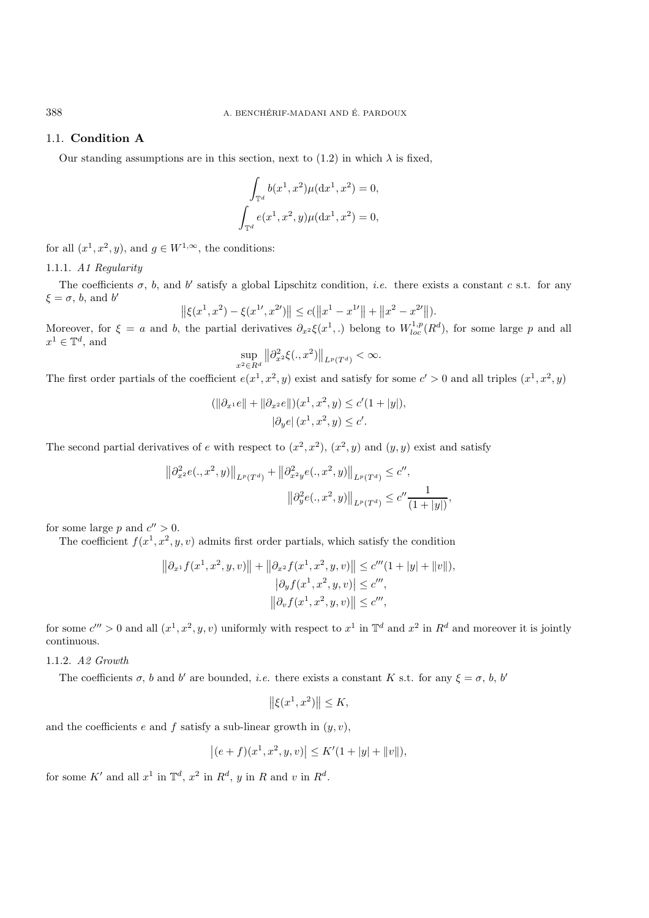## 1.1. **Condition A**

Our standing assumptions are in this section, next to (1.2) in which $\lambda$ is fixed,

$$\int_{\mathbb{T}^d} b(x^1, x^2)\mu(\mathrm{d}x^1, x^2) = 0,$$

$$\int_{\mathbb{T}^d} e(x^1, x^2, y)\mu(\mathrm{d}x^1, x^2) = 0,$$

for all $(x^1, x^2, y)$, and $g \in W^{1,\infty}$, the conditions:

### 1.1.1. *A1 Regularity*

The coefficients $\sigma$, $b$, and $b'$ satisfy a global Lipschitz condition, *i.e.* there exists a constant $c$ s.t. for any $\xi = \sigma$, $b$, and $b'$

$$\left\|\xi(x^1, x^2) - \xi(x^{1\prime}, x^{2\prime})\right\| \le c(\left\|x^1 - x^{1\prime}\right\| + \left\|x^2 - x^{2\prime}\right\|).$$

Moreover, for $\xi = a$ and $b$, the partial derivatives $\partial_{x^2}\xi(x^1, .)$ belong to $W^{1,p}_{loc}(R^d)$, for some large $p$ and all $x^1 \in \mathbb{T}^d$, and

$$\sup_{x^2 \in R^d} \left\|\partial^2_{x^2}\xi(., x^2)\right\|_{L^p(T^d)} < \infty.$$

The first order partials of the coefficient $e(x^1, x^2, y)$ exist and satisfy for some $c' > 0$ and all triples $(x^1, x^2, y)$

$$(\|\partial_{x^1} e\| + \|\partial_{x^2} e\|)(x^1, x^2, y) \le c'(1 + |y|),$$

$$|\partial_y e|\,(x^1, x^2, y) \le c'.$$

The second partial derivatives of $e$ with respect to $(x^2, x^2)$, $(x^2, y)$ and $(y, y)$ exist and satisfy

$$\left\|\partial^2_{x^2} e(., x^2, y)\right\|_{L^p(T^d)} + \left\|\partial^2_{x^2 y} e(., x^2, y)\right\|_{L^p(T^d)} \le c'',$$

$$\left\|\partial^2_{y} e(., x^2, y)\right\|_{L^p(T^d)} \le c'' \frac{1}{(1 + |y|)},$$

for some large $p$ and $c'' > 0$.

The coefficient $f(x^1, x^2, y, v)$ admits first order partials, which satisfy the condition

$$\left\|\partial_{x^1} f(x^1, x^2, y, v)\right\| + \left\|\partial_{x^2} f(x^1, x^2, y, v)\right\| \le c'''(1 + |y| + \|v\|),$$

$$\left|\partial_y f(x^1, x^2, y, v)\right| \le c''',$$

$$\left\|\partial_v f(x^1, x^2, y, v)\right\| \le c''',$$

for some $c''' > 0$ and all $(x^1, x^2, y, v)$ uniformly with respect to $x^1$ in $\mathbb{T}^d$ and $x^2$ in $R^d$ and moreover it is jointly continuous.

### 1.1.2. *A2 Growth*

The coefficients $\sigma$, $b$ and $b'$ are bounded, *i.e.* there exists a constant $K$ s.t. for any $\xi = \sigma$, $b$, $b'$

$$\left\|\xi(x^1, x^2)\right\| \le K,$$

and the coefficients $e$ and $f$ satisfy a sub-linear growth in $(y, v)$,

$$\left|(e + f)(x^1, x^2, y, v)\right| \le K'(1 + |y| + \|v\|),$$

for some $K'$ and all $x^1$ in $\mathbb{T}^d$, $x^2$ in $R^d$, $y$ in $R$ and $v$ in $R^d$.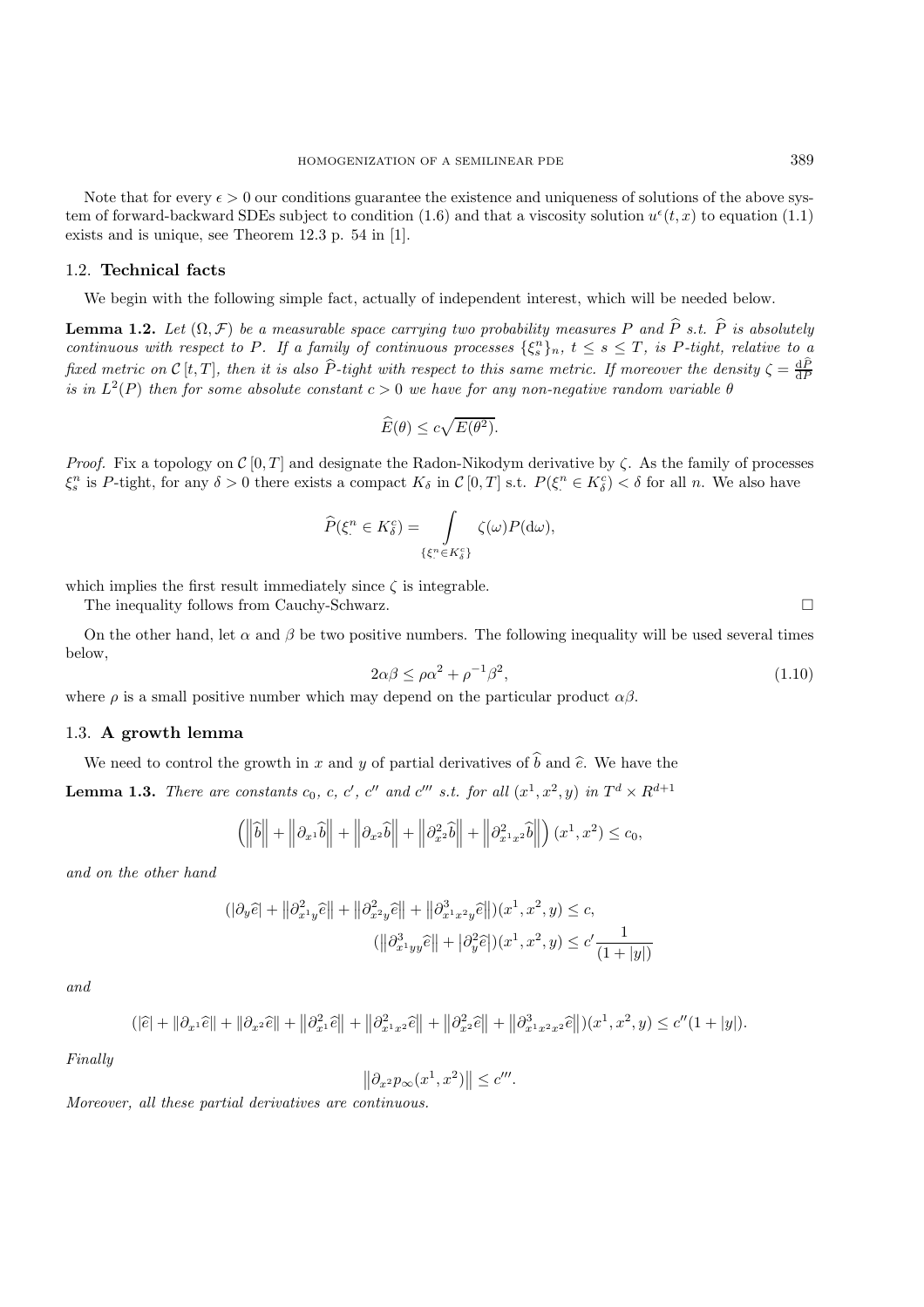Note that for every $\epsilon > 0$ our conditions guarantee the existence and uniqueness of solutions of the above system of forward-backward SDEs subject to condition (1.6) and that a viscosity solution $u^\epsilon(t,x)$ to equation (1.1) exists and is unique, see Theorem 12.3 p. 54 in [1].

## 1.2. **Technical facts**

We begin with the following simple fact, actually of independent interest, which will be needed below.

**Lemma 1.2.** *Let $(\Omega, \mathcal{F})$ be a measurable space carrying two probability measures $P$ and $\widehat{P}$ s.t. $\widehat{P}$ is absolutely continuous with respect to $P$. If a family of continuous processes $\{\xi_s^n\}_n$, $t \le s \le T$, is $P$-tight, relative to a fixed metric on $\mathcal{C}[t,T]$, then it is also $\widehat{P}$-tight with respect to this same metric. If moreover the density $\zeta = \frac{\mathrm{d}\widehat{P}}{\mathrm{d}P}$ is in $L^2(P)$ then for some absolute constant $c > 0$ we have for any non-negative random variable $\theta$*

$$\widehat{E}(\theta) \le c\sqrt{E(\theta^2)}.$$

*Proof.* Fix a topology on $\mathcal{C}[0,T]$ and designate the Radon-Nikodym derivative by $\zeta$. As the family of processes $\xi_s^n$ is $P$-tight, for any $\delta > 0$ there exists a compact $K_\delta$ in $\mathcal{C}[0,T]$ s.t. $P(\xi_\cdot^n \in K_\delta^c) < \delta$ for all $n$. We also have

$$\widehat{P}(\xi_\cdot^n \in K_\delta^c) = \int_{\{\xi_\cdot^n \in K_\delta^c\}} \zeta(\omega) P(\mathrm{d}\omega),$$

which implies the first result immediately since $\zeta$ is integrable.

The inequality follows from Cauchy-Schwarz. $\square$

On the other hand, let $\alpha$ and $\beta$ be two positive numbers. The following inequality will be used several times below,

$$2\alpha\beta \le \rho\alpha^2 + \rho^{-1}\beta^2, \tag{1.10}$$

where $\rho$ is a small positive number which may depend on the particular product $\alpha\beta$.

## 1.3. **A growth lemma**

We need to control the growth in $x$ and $y$ of partial derivatives of $\widehat{b}$ and $\widehat{e}$. We have the

**Lemma 1.3.** *There are constants $c_0$, $c$, $c'$, $c''$ and $c'''$ s.t. for all $(x^1, x^2, y)$ in $T^d \times R^{d+1}$*

$$\left(\left\|\widehat{b}\right\| + \left\|\partial_{x^1}\widehat{b}\right\| + \left\|\partial_{x^2}\widehat{b}\right\| + \left\|\partial^2_{x^2}\widehat{b}\right\| + \left\|\partial^2_{x^1x^2}\widehat{b}\right\|\right)(x^1, x^2) \le c_0,$$

*and on the other hand*

$$(|\partial_y \widehat{e}| + \left\|\partial^2_{x^1y}\widehat{e}\right\| + \left\|\partial^2_{x^2y}\widehat{e}\right\| + \left\|\partial^3_{x^1x^2y}\widehat{e}\right\|)(x^1, x^2, y) \le c,$$

$$(\left\|\partial^3_{x^1yy}\widehat{e}\right\| + \left|\partial^2_y\widehat{e}\right|)(x^1, x^2, y) \le c'\frac{1}{(1+|y|)}$$

*and*

$$(|\widehat{e}| + \|\partial_{x^1}\widehat{e}\| + \|\partial_{x^2}\widehat{e}\| + \left\|\partial^2_{x^1}\widehat{e}\right\| + \left\|\partial^2_{x^1x^2}\widehat{e}\right\| + \left\|\partial^2_{x^2}\widehat{e}\right\| + \left\|\partial^3_{x^1x^2x^2}\widehat{e}\right\|)(x^1, x^2, y) \le c''(1+|y|).$$

*Finally*

$$\left\|\partial_{x^2}p_\infty(x^1, x^2)\right\| \le c'''.$$

*Moreover, all these partial derivatives are continuous.*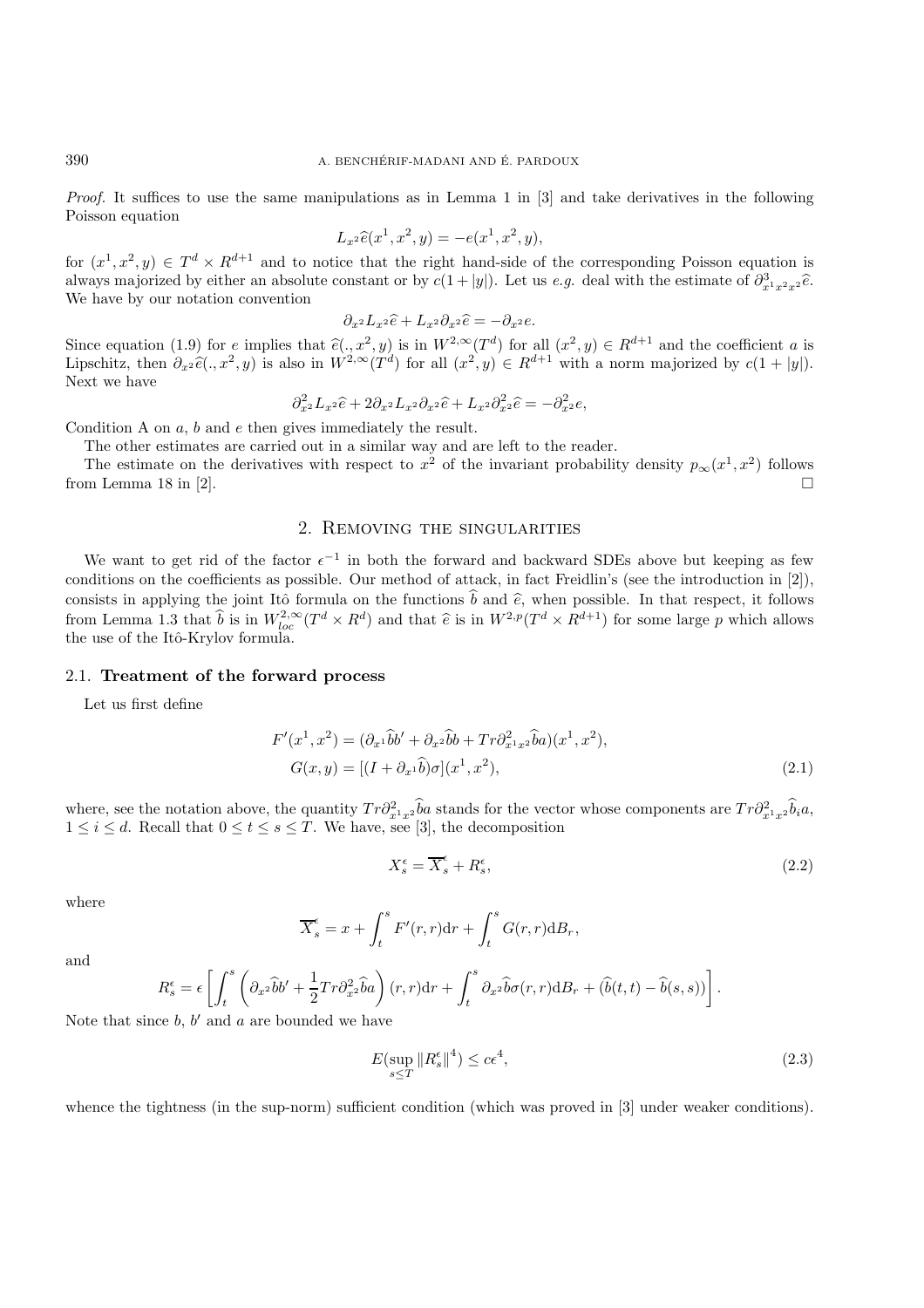*Proof.* It suffices to use the same manipulations as in Lemma 1 in [3] and take derivatives in the following Poisson equation

$$L_{x^2}\widehat{e}(x^1,x^2,y) = -e(x^1,x^2,y),$$

for $(x^1,x^2,y) \in T^d \times R^{d+1}$ and to notice that the right hand-side of the corresponding Poisson equation is always majorized by either an absolute constant or by $c(1+|y|)$. Let us *e.g.* deal with the estimate of $\partial^3_{x^1x^2x^2}\widehat{e}$. We have by our notation convention

$$\partial_{x^2} L_{x^2}\widehat{e} + L_{x^2}\partial_{x^2}\widehat{e} = -\partial_{x^2} e.$$

Since equation (1.9) for $e$ implies that $\widehat{e}(.,x^2,y)$ is in $W^{2,\infty}(T^d)$ for all $(x^2,y) \in R^{d+1}$ and the coefficient $a$ is Lipschitz, then $\partial_{x^2}\widehat{e}(.,x^2,y)$ is also in $W^{2,\infty}(T^d)$ for all $(x^2,y) \in R^{d+1}$ with a norm majorized by $c(1+|y|)$. Next we have

$$\partial^2_{x^2} L_{x^2}\widehat{e} + 2\partial_{x^2} L_{x^2}\partial_{x^2}\widehat{e} + L_{x^2}\partial^2_{x^2}\widehat{e} = -\partial^2_{x^2} e,$$

Condition A on $a$, $b$ and $e$ then gives immediately the result.

The other estimates are carried out in a similar way and are left to the reader.

The estimate on the derivatives with respect to $x^2$ of the invariant probability density $p_\infty(x^1,x^2)$ follows from Lemma 18 in [2]. □

## 2. Removing the singularities

We want to get rid of the factor $\epsilon^{-1}$ in both the forward and backward SDEs above but keeping as few conditions on the coefficients as possible. Our method of attack, in fact Freidlin's (see the introduction in [2]), consists in applying the joint Itô formula on the functions $\widehat{b}$ and $\widehat{e}$, when possible. In that respect, it follows from Lemma 1.3 that $\widehat{b}$ is in $W^{2,\infty}_{loc}(T^d \times R^d)$ and that $\widehat{e}$ is in $W^{2,p}(T^d \times R^{d+1})$ for some large $p$ which allows the use of the Itô-Krylov formula.

### 2.1. Treatment of the forward process

Let us first define

$$\begin{aligned} F'(x^1,x^2) &= (\partial_{x^1}\widehat{b}b' + \partial_{x^2}\widehat{b}b + Tr\partial^2_{x^1x^2}\widehat{b}a)(x^1,x^2), \\ G(x,y) &= [(I + \partial_{x^1}\widehat{b})\sigma](x^1,x^2), \end{aligned} \tag{2.1}$$

where, see the notation above, the quantity $Tr\partial^2_{x^1x^2}\widehat{b}a$ stands for the vector whose components are $Tr\partial^2_{x^1x^2}\widehat{b}_i a$, $1 \le i \le d$. Recall that $0 \le t \le s \le T$. We have, see [3], the decomposition

$$X^\epsilon_s = \overline{X}^\epsilon_s + R^\epsilon_s, \tag{2.2}$$

where

$$\overline{X}^\epsilon_s = x + \int_t^s F'(r,r)\mathrm{d}r + \int_t^s G(r,r)\mathrm{d}B_r,$$

and

$$R^\epsilon_s = \epsilon\left[\int_t^s \left(\partial_{x^2}\widehat{b}b' + \frac{1}{2}Tr\partial^2_{x^2}\widehat{b}a\right)(r,r)\mathrm{d}r + \int_t^s \partial_{x^2}\widehat{b}\sigma(r,r)\mathrm{d}B_r + (\widehat{b}(t,t) - \widehat{b}(s,s))\right].$$

Note that since $b$, $b'$ and $a$ are bounded we have

$$E(\sup_{s\le T}\|R^\epsilon_s\|^4) \le c\epsilon^4, \tag{2.3}$$

whence the tightness (in the sup-norm) sufficient condition (which was proved in [3] under weaker conditions).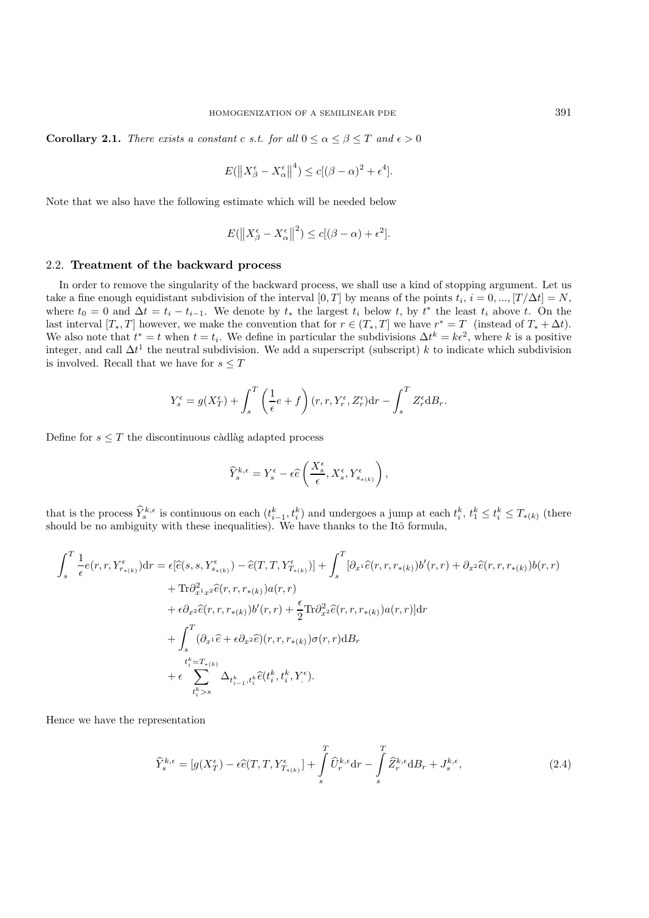**Corollary 2.1.** *There exists a constant c s.t. for all $0 \le \alpha \le \beta \le T$ and $\epsilon > 0$*

$$E(\|X^\epsilon_\beta - X^\epsilon_\alpha\|^4) \le c[(\beta-\alpha)^2 + \epsilon^4].$$

Note that we also have the following estimate which will be needed below

$$E(\|X^\epsilon_\beta - X^\epsilon_\alpha\|^2) \le c[(\beta-\alpha) + \epsilon^2].$$

### 2.2. **Treatment of the backward process**

In order to remove the singularity of the backward process, we shall use a kind of stopping argument. Let us take a fine enough equidistant subdivision of the interval $[0,T]$ by means of the points $t_i$, $i = 0, ..., [T/\Delta t] = N$, where $t_0 = 0$ and $\Delta t = t_i - t_{i-1}$. We denote by $t_*$ the largest $t_i$ below $t$, by $t^*$ the least $t_i$ above $t$. On the last interval $[T_*, T]$ however, we make the convention that for $r \in (T_*, T]$ we have $r^* = T$ (instead of $T_* + \Delta t$). We also note that $t^* = t$ when $t = t_i$. We define in particular the subdivisions $\Delta t^k = k\epsilon^2$, where $k$ is a positive integer, and call $\Delta t^1$ the neutral subdivision. We add a superscript (subscript) $k$ to indicate which subdivision is involved. Recall that we have for $s \le T$

$$Y^\epsilon_s = g(X^\epsilon_T) + \int_s^T \left(\frac{1}{\epsilon}e + f\right)(r, r, Y^\epsilon_r, Z^\epsilon_r)\mathrm{d}r - \int_s^T Z^\epsilon_r \mathrm{d}B_r.$$

Define for $s \le T$ the discontinuous càdlàg adapted process

$$\widehat{Y}^{k,\epsilon}_s = Y^\epsilon_s - \epsilon\widehat{e}\left(\frac{X^\epsilon_s}{\epsilon}, X^\epsilon_s, Y^\epsilon_{s_{*(k)}}\right),$$

that is the process $\widehat{Y}^{k,\epsilon}_s$ is continuous on each $(t^k_{i-1}, t^k_i)$ and undergoes a jump at each $t^k_i$, $t^k_1 \le t^k_i \le T_{*(k)}$ (there should be no ambiguity with these inequalities). We have thanks to the Itô formula,

$$\begin{aligned}
\int_s^T \frac{1}{\epsilon}e(r,r,Y^\epsilon_{r_{*(k)}})\mathrm{d}r = {} & \epsilon[\widehat{e}(s,s,Y^\epsilon_{s_{*(k)}}) - \widehat{e}(T,T,Y^\epsilon_{T_{*(k)}})] + \int_s^T [\partial_{x^1}\widehat{e}(r,r,r_{*(k)})b'(r,r) + \partial_{x^2}\widehat{e}(r,r,r_{*(k)})b(r,r) \\
& + \mathrm{Tr}\partial^2_{x^1x^2}\widehat{e}(r,r,r_{*(k)})a(r,r) \\
& + \epsilon\partial_{x^2}\widehat{e}(r,r,r_{*(k)})b'(r,r) + \frac{\epsilon}{2}\mathrm{Tr}\partial^2_{x^2}\widehat{e}(r,r,r_{*(k)})a(r,r)]\mathrm{d}r \\
& + \int_s^T (\partial_{x^1}\widehat{e} + \epsilon\partial_{x^2}\widehat{e})(r,r,r_{*(k)})\sigma(r,r)\mathrm{d}B_r \\
& + \epsilon \sum_{t^k_i > s}^{t^k_i = T_{*(k)}} \Delta_{t^k_{i-1},t^k_i}\widehat{e}(t^k_i, t^k_i, Y^\epsilon_\cdot).
\end{aligned}$$

Hence we have the representation

$$\widehat{Y}^{k,\epsilon}_s = [g(X^\epsilon_T) - \epsilon\widehat{e}(T,T,Y^\epsilon_{T_{*(k)}})] + \int_s^T \widehat{U}^{k,\epsilon}_r \mathrm{d}r - \int_s^T \widehat{Z}^{k,\epsilon}_r \mathrm{d}B_r + J^{k,\epsilon}_s, \tag{2.4}$$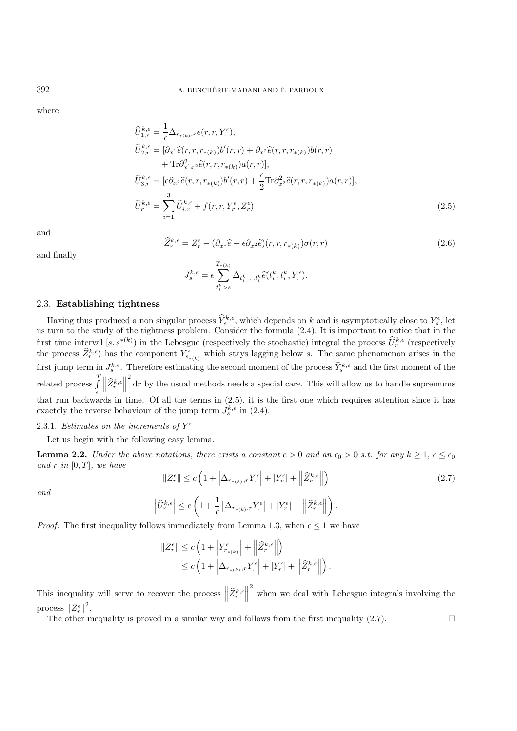where

$$
\begin{aligned}
\widehat{U}_{1,r}^{k,\epsilon} &= \frac{1}{\epsilon}\Delta_{r_{*(k)},r} e(r,r,Y^{\epsilon}_{\cdot}),\\
\widehat{U}_{2,r}^{k,\epsilon} &= [\partial_{x^1}\widehat{e}(r,r,r_{*(k)})b'(r,r) + \partial_{x^2}\widehat{e}(r,r,r_{*(k)})b(r,r)\\
&\quad + \mathrm{Tr}\partial^2_{x^1x^2}\widehat{e}(r,r,r_{*(k)})a(r,r)],\\
\widehat{U}_{3,r}^{k,\epsilon} &= [\epsilon\partial_{x^2}\widehat{e}(r,r,r_{*(k)})b'(r,r) + \frac{\epsilon}{2}\mathrm{Tr}\partial^2_{x^2}\widehat{e}(r,r,r_{*(k)})a(r,r)],\\
\widehat{U}_{r}^{k,\epsilon} &= \sum_{i=1}^{3}\widehat{U}_{i,r}^{k,\epsilon} + f(r,r,Y^{\epsilon}_r,Z^{\epsilon}_r) \qquad (2.5)
\end{aligned}
$$

and

$$
\widehat{Z}_r^{k,\epsilon} = Z_r^{\epsilon} - (\partial_{x^1}\widehat{e} + \epsilon\partial_{x^2}\widehat{e})(r,r,r_{*(k)})\sigma(r,r) \qquad (2.6)
$$

and finally

$$
J_s^{k,\epsilon} = \epsilon\sum_{t_i^k > s}^{T_{*(k)}} \Delta_{t_{i-1}^k,t_i^k}\widehat{e}(t_i^k,t_i^k,Y^{\epsilon}_{\cdot}).
$$

### 2.3. **Establishing tightness**

Having thus produced a non singular process $\widehat{Y}_s^{k,\epsilon}$, which depends on $k$ and is asymptotically close to $Y_s^{\epsilon}$, let us turn to the study of the tightness problem. Consider the formula (2.4). It is important to notice that in the first time interval $[s, s^{*(k)})$ in the Lebesgue (respectively the stochastic) integral the process $\widehat{U}_r^{k,\epsilon}$ (respectively the process $\widehat{Z}_r^{k,\epsilon}$) has the component $Y^{\epsilon}_{s_{*(k)}}$ which stays lagging below $s$. The same phenomenon arises in the first jump term in $J_s^{k,\epsilon}$. Therefore estimating the second moment of the process $\widehat{Y}_s^{k,\epsilon}$ and the first moment of the related process $\int_s^T \left\|\widehat{Z}_r^{k,\epsilon}\right\|^2 \mathrm{d}r$ by the usual methods needs a special care. This will allow us to handle supremums that run backwards in time. Of all the terms in (2.5), it is the first one which requires attention since it has exactly the reverse behaviour of the jump term $J_s^{k,\epsilon}$ in (2.4).

#### 2.3.1. *Estimates on the increments of* $Y^{\epsilon}$

Let us begin with the following easy lemma.

**Lemma 2.2.** *Under the above notations, there exists a constant $c > 0$ and an $\epsilon_0 > 0$ s.t. for any $k \geq 1$, $\epsilon \leq \epsilon_0$ and $r$ in $[0,T]$, we have*

$$
\|Z_r^{\epsilon}\| \leq c\left(1 + \left|\Delta_{r_{*(k)},r}Y^{\epsilon}_{\cdot}\right| + |Y_r^{\epsilon}| + \left\|\widehat{Z}_r^{k,\epsilon}\right\|\right) \qquad (2.7)
$$

*and*

$$
\left|\widehat{U}_r^{k,\epsilon}\right| \leq c\left(1 + \frac{1}{\epsilon}\left|\Delta_{r_{*(k)},r}Y^{\epsilon}_{\cdot}\right| + |Y_r^{\epsilon}| + \left\|\widehat{Z}_r^{k,\epsilon}\right\|\right).
$$

*Proof.* The first inequality follows immediately from Lemma 1.3, when $\epsilon \leq 1$ we have

$$
\begin{aligned}
\|Z_r^{\epsilon}\| &\leq c\left(1 + \left|Y^{\epsilon}_{r_{*(k)}}\right| + \left\|\widehat{Z}_r^{k,\epsilon}\right\|\right)\\
&\leq c\left(1 + \left|\Delta_{r_{*(k)},r}Y^{\epsilon}_{\cdot}\right| + |Y_r^{\epsilon}| + \left\|\widehat{Z}_r^{k,\epsilon}\right\|\right).
\end{aligned}
$$

This inequality will serve to recover the process $\left\|\widehat{Z}_r^{k,\epsilon}\right\|^2$ when we deal with Lebesgue integrals involving the process $\|Z_r^{\epsilon}\|^2$.

The other inequality is proved in a similar way and follows from the first inequality (2.7). $\square$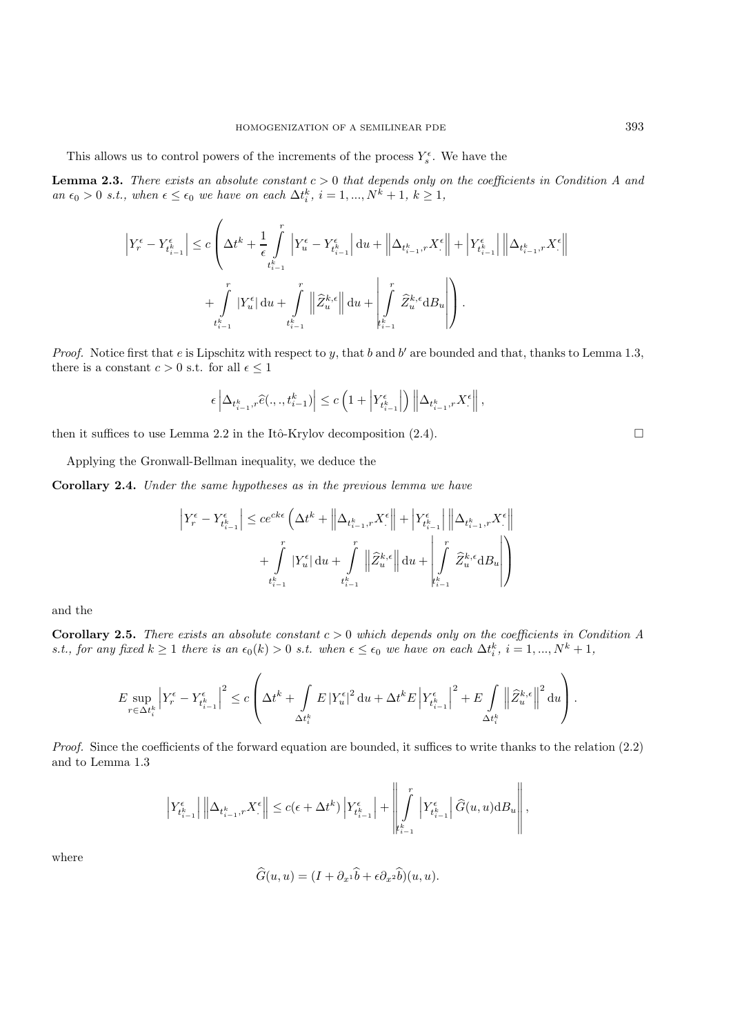This allows us to control powers of the increments of the process $Y_s^\epsilon$. We have the

**Lemma 2.3.** *There exists an absolute constant $c > 0$ that depends only on the coefficients in Condition A and an $\epsilon_0 > 0$ s.t., when $\epsilon \le \epsilon_0$ we have on each $\Delta t_i^k$, $i = 1, ..., N^k + 1$, $k \ge 1$,*

$$\left|Y_r^\epsilon - Y_{t_{i-1}^k}^\epsilon\right| \le c\left(\Delta t^k + \frac{1}{\epsilon}\int_{t_{i-1}^k}^r \left|Y_u^\epsilon - Y_{t_{i-1}^k}^\epsilon\right| \mathrm{d}u + \left\|\Delta_{t_{i-1}^k, r} X_\cdot^\epsilon\right\| + \left|Y_{t_{i-1}^k}^\epsilon\right| \left\|\Delta_{t_{i-1}^k, r} X_\cdot^\epsilon\right\| \right.$$
$$\left. + \int_{t_{i-1}^k}^r |Y_u^\epsilon| \,\mathrm{d}u + \int_{t_{i-1}^k}^r \left\|\widehat{Z}_u^{k,\epsilon}\right\| \mathrm{d}u + \left|\int_{t_{i-1}^k}^r \widehat{Z}_u^{k,\epsilon} \mathrm{d}B_u\right|\right).$$

*Proof.* Notice first that $e$ is Lipschitz with respect to $y$, that $b$ and $b'$ are bounded and that, thanks to Lemma 1.3, there is a constant $c > 0$ s.t. for all $\epsilon \le 1$

$$\epsilon \left|\Delta_{t_{i-1}^k, r} \widehat{e}(.,., t_{i-1}^k)\right| \le c\left(1 + \left|Y_{t_{i-1}^k}^\epsilon\right|\right) \left\|\Delta_{t_{i-1}^k, r} X_\cdot^\epsilon\right\|,$$

then it suffices to use Lemma 2.2 in the Itô-Krylov decomposition (2.4). $\square$

Applying the Gronwall-Bellman inequality, we deduce the

**Corollary 2.4.** *Under the same hypotheses as in the previous lemma we have*

$$\left|Y_r^\epsilon - Y_{t_{i-1}^k}^\epsilon\right| \le c e^{ck\epsilon}\left(\Delta t^k + \left\|\Delta_{t_{i-1}^k, r} X_\cdot^\epsilon\right\| + \left|Y_{t_{i-1}^k}^\epsilon\right| \left\|\Delta_{t_{i-1}^k, r} X_\cdot^\epsilon\right\| \right.$$
$$\left. + \int_{t_{i-1}^k}^r |Y_u^\epsilon| \,\mathrm{d}u + \int_{t_{i-1}^k}^r \left\|\widehat{Z}_u^{k,\epsilon}\right\| \mathrm{d}u + \left|\int_{t_{i-1}^k}^r \widehat{Z}_u^{k,\epsilon} \mathrm{d}B_u\right|\right)$$

and the

**Corollary 2.5.** *There exists an absolute constant $c > 0$ which depends only on the coefficients in Condition A s.t., for any fixed $k \ge 1$ there is an $\epsilon_0(k) > 0$ s.t. when $\epsilon \le \epsilon_0$ we have on each $\Delta t_i^k$, $i = 1, ..., N^k + 1$,*

$$E \sup_{r \in \Delta t_i^k} \left|Y_r^\epsilon - Y_{t_{i-1}^k}^\epsilon\right|^2 \le c\left(\Delta t^k + \int_{\Delta t_i^k} E\left|Y_u^\epsilon\right|^2 \mathrm{d}u + \Delta t^k E\left|Y_{t_{i-1}^k}^\epsilon\right|^2 + E\int_{\Delta t_i^k} \left\|\widehat{Z}_u^{k,\epsilon}\right\|^2 \mathrm{d}u\right).$$

*Proof.* Since the coefficients of the forward equation are bounded, it suffices to write thanks to the relation (2.2) and to Lemma 1.3

$$\left|Y_{t_{i-1}^k}^\epsilon\right| \left\|\Delta_{t_{i-1}^k, r} X_\cdot^\epsilon\right\| \le c(\epsilon + \Delta t^k) \left|Y_{t_{i-1}^k}^\epsilon\right| + \left\|\int_{t_{i-1}^k}^r \left|Y_{t_{i-1}^k}^\epsilon\right| \widehat{G}(u,u) \mathrm{d}B_u\right\|,$$

where

$$\widehat{G}(u,u) = (I + \partial_{x^1}\widehat{b} + \epsilon \partial_{x^2}\widehat{b})(u,u).$$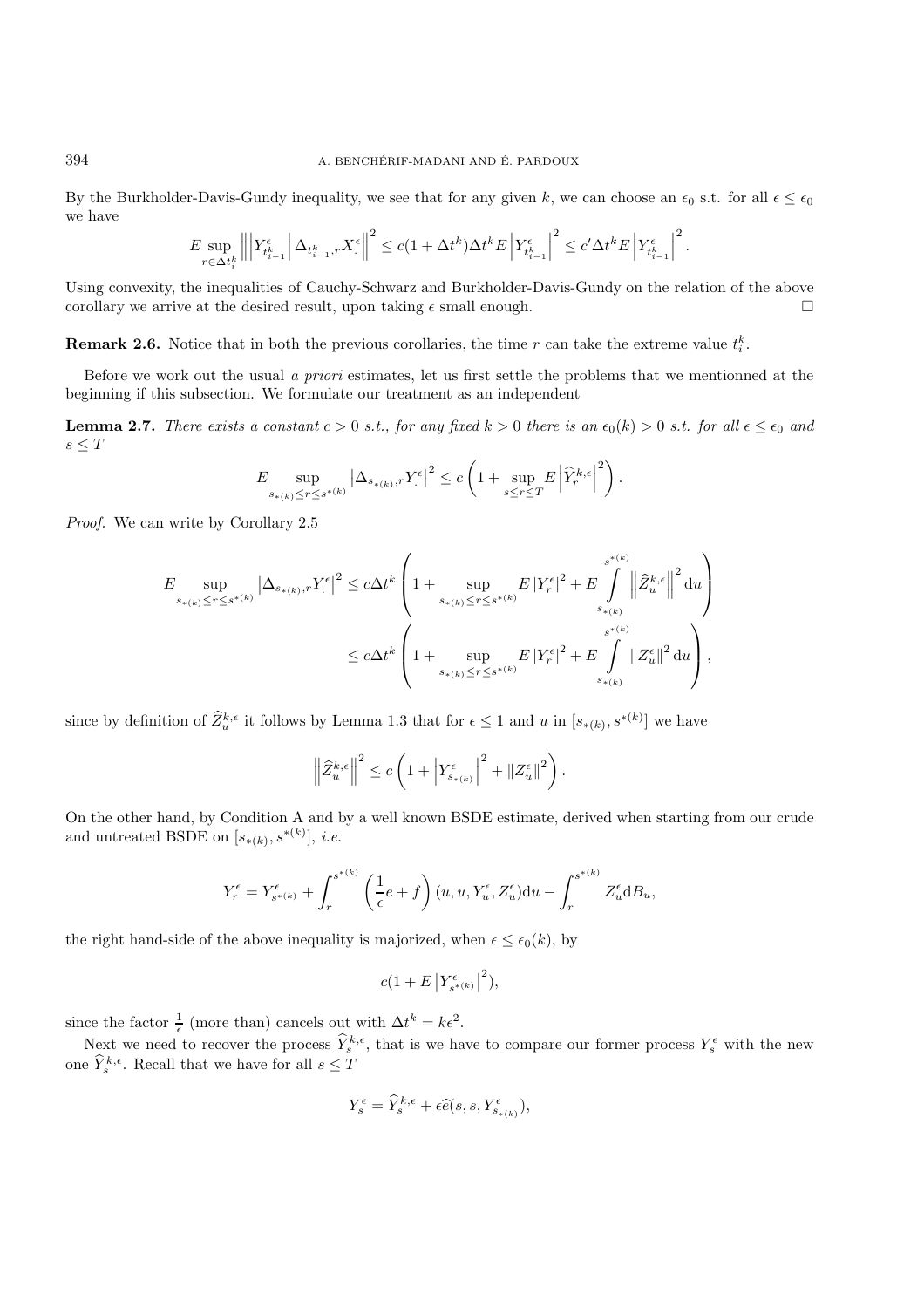By the Burkholder-Davis-Gundy inequality, we see that for any given $k$, we can choose an $\epsilon_0$ s.t. for all $\epsilon \le \epsilon_0$ we have

$$E \sup_{r \in \Delta t_i^k} \left\| \left| Y^\epsilon_{t^k_{i-1}} \right| \Delta_{t^k_{i-1},r} X^\epsilon_\cdot \right\|^2 \le c(1+\Delta t^k)\Delta t^k E \left| Y^\epsilon_{t^k_{i-1}} \right|^2 \le c' \Delta t^k E \left| Y^\epsilon_{t^k_{i-1}} \right|^2.$$

Using convexity, the inequalities of Cauchy-Schwarz and Burkholder-Davis-Gundy on the relation of the above corollary we arrive at the desired result, upon taking $\epsilon$ small enough. □

**Remark 2.6.** Notice that in both the previous corollaries, the time $r$ can take the extreme value $t_i^k$.

Before we work out the usual *a priori* estimates, let us first settle the problems that we mentionned at the beginning if this subsection. We formulate our treatment as an independent

**Lemma 2.7.** *There exists a constant $c > 0$ s.t., for any fixed $k > 0$ there is an $\epsilon_0(k) > 0$ s.t. for all $\epsilon \le \epsilon_0$ and $s \le T$*

$$E \sup_{s_{*(k)} \le r \le s^{*(k)}} \left| \Delta_{s_{*(k)},r} Y^\epsilon_\cdot \right|^2 \le c \left( 1 + \sup_{s \le r \le T} E \left| \widehat{Y}^{k,\epsilon}_r \right|^2 \right).$$

*Proof.* We can write by Corollary 2.5

$$\begin{aligned}
E \sup_{s_{*(k)} \le r \le s^{*(k)}} \left| \Delta_{s_{*(k)},r} Y^\epsilon_\cdot \right|^2 &\le c\Delta t^k \left( 1 + \sup_{s_{*(k)} \le r \le s^{*(k)}} E \left| Y^\epsilon_r \right|^2 + E \int_{s_{*(k)}}^{s^{*(k)}} \left\| \widehat{Z}^{k,\epsilon}_u \right\|^2 \mathrm{d}u \right) \\
&\le c\Delta t^k \left( 1 + \sup_{s_{*(k)} \le r \le s^{*(k)}} E \left| Y^\epsilon_r \right|^2 + E \int_{s_{*(k)}}^{s^{*(k)}} \left\| Z^\epsilon_u \right\|^2 \mathrm{d}u \right),
\end{aligned}$$

since by definition of $\widehat{Z}^{k,\epsilon}_u$ it follows by Lemma 1.3 that for $\epsilon \le 1$ and $u$ in $[s_{*(k)}, s^{*(k)}]$ we have

$$\left\| \widehat{Z}^{k,\epsilon}_u \right\|^2 \le c \left( 1 + \left| Y^\epsilon_{s_{*(k)}} \right|^2 + \left\| Z^\epsilon_u \right\|^2 \right).$$

On the other hand, by Condition A and by a well known BSDE estimate, derived when starting from our crude and untreated BSDE on $[s_{*(k)}, s^{*(k)}]$, *i.e.*

$$Y^\epsilon_r = Y^\epsilon_{s^{*(k)}} + \int_r^{s^{*(k)}} \left( \frac{1}{\epsilon} e + f \right)(u, u, Y^\epsilon_u, Z^\epsilon_u) \mathrm{d}u - \int_r^{s^{*(k)}} Z^\epsilon_u \mathrm{d}B_u,$$

the right hand-side of the above inequality is majorized, when $\epsilon \le \epsilon_0(k)$, by

$$c(1 + E \left| Y^\epsilon_{s^{*(k)}} \right|^2),$$

since the factor $\frac{1}{\epsilon}$ (more than) cancels out with $\Delta t^k = k\epsilon^2$.

Next we need to recover the process $\widehat{Y}^{k,\epsilon}_s$, that is we have to compare our former process $Y^\epsilon_s$ with the new one $\widehat{Y}^{k,\epsilon}_s$. Recall that we have for all $s \le T$

$$Y^\epsilon_s = \widehat{Y}^{k,\epsilon}_s + \epsilon \widehat{e}(s, s, Y^\epsilon_{s_{*(k)}}),$$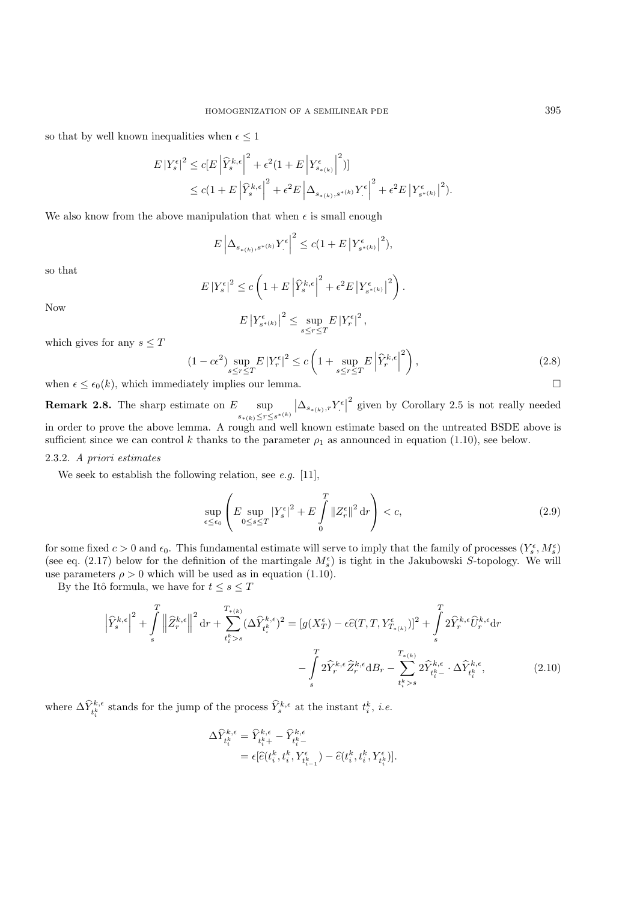so that by well known inequalities when $\epsilon \leq 1$

$$
\begin{aligned}
E\left|Y_s^\epsilon\right|^2 &\leq c[E\left|\widehat{Y}_s^{k,\epsilon}\right|^2 + \epsilon^2(1+E\left|Y^\epsilon_{s_{*(k)}}\right|^2)] \\
&\leq c(1+E\left|\widehat{Y}_s^{k,\epsilon}\right|^2 + \epsilon^2 E\left|\Delta_{s_{*(k)},s^{*(k)}}Y^\epsilon_\cdot\right|^2 + \epsilon^2 E\left|Y^\epsilon_{s^{*(k)}}\right|^2).
\end{aligned}
$$

We also know from the above manipulation that when $\epsilon$ is small enough

$$
E\left|\Delta_{s_{*(k)},s^{*(k)}}Y^\epsilon_\cdot\right|^2 \leq c(1+E\left|Y^\epsilon_{s^{*(k)}}\right|^2),
$$

so that

$$
E\left|Y_s^\epsilon\right|^2 \leq c\left(1+E\left|\widehat{Y}_s^{k,\epsilon}\right|^2 + \epsilon^2 E\left|Y^\epsilon_{s^{*(k)}}\right|^2\right).
$$

Now

$$
E\left|Y^\epsilon_{s^{*(k)}}\right|^2 \leq \sup_{s\leq r\leq T} E\left|Y_r^\epsilon\right|^2,
$$

which gives for any $s \leq T$

$$
(1-c\epsilon^2)\sup_{s\leq r\leq T} E\left|Y_r^\epsilon\right|^2 \leq c\left(1+\sup_{s\leq r\leq T} E\left|\widehat{Y}_r^{k,\epsilon}\right|^2\right), \tag{2.8}
$$

when $\epsilon \leq \epsilon_0(k)$, which immediately implies our lemma. $\square$

**Remark 2.8.** The sharp estimate on $E\sup_{s_{*(k)}\leq r\leq s^{*(k)}}\left|\Delta_{s_{*(k)},r}Y^\epsilon_\cdot\right|^2$ given by Corollary 2.5 is not really needed in order to prove the above lemma. A rough and well known estimate based on the untreated BSDE above is sufficient since we can control $k$ thanks to the parameter $\rho_1$ as announced in equation (1.10), see below.

2.3.2. *A priori estimates*

We seek to establish the following relation, see *e.g.* [11],

$$
\sup_{\epsilon\leq\epsilon_0}\left(E\sup_{0\leq s\leq T}\left|Y_s^\epsilon\right|^2 + E\int_0^T \left\|Z_r^\epsilon\right\|^2 \mathrm{d}r\right) < c, \tag{2.9}
$$

for some fixed $c > 0$ and $\epsilon_0$. This fundamental estimate will serve to imply that the family of processes $(Y_s^\epsilon, M_s^\epsilon)$ (see eq. (2.17) below for the definition of the martingale $M_s^\epsilon$) is tight in the Jakubowski $S$-topology. We will use parameters $\rho > 0$ which will be used as in equation (1.10).

By the Itô formula, we have for $t \leq s \leq T$

$$
\begin{aligned}
\left|\widehat{Y}_s^{k,\epsilon}\right|^2 + \int_s^T \left\|\widehat{Z}_r^{k,\epsilon}\right\|^2 \mathrm{d}r + \sum_{t_i^k > s}^{T_{*(k)}} (\Delta\widehat{Y}_{t_i^k}^{k,\epsilon})^2 = [g(X_T^\epsilon) - \epsilon\widehat{e}(T,T,Y^\epsilon_{T_{*(k)}})]^2 + \int_s^T 2\widehat{Y}_r^{k,\epsilon}\widehat{U}_r^{k,\epsilon}\mathrm{d}r \\
- \int_s^T 2\widehat{Y}_r^{k,\epsilon}\widehat{Z}_r^{k,\epsilon}\mathrm{d}B_r - \sum_{t_i^k > s}^{T_{*(k)}} 2\widehat{Y}_{t_i^k -}^{k,\epsilon}\cdot\Delta\widehat{Y}_{t_i^k}^{k,\epsilon},
\end{aligned} \tag{2.10}
$$

where $\Delta\widehat{Y}_{t_i^k}^{k,\epsilon}$ stands for the jump of the process $\widehat{Y}_s^{k,\epsilon}$ at the instant $t_i^k$, *i.e.*

$$
\begin{aligned}
\Delta\widehat{Y}_{t_i^k}^{k,\epsilon} &= \widehat{Y}_{t_i^k +}^{k,\epsilon} - \widehat{Y}_{t_i^k -}^{k,\epsilon} \\
&= \epsilon[\widehat{e}(t_i^k, t_i^k, Y^\epsilon_{t_{i-1}^k}) - \widehat{e}(t_i^k, t_i^k, Y^\epsilon_{t_i^k})].
\end{aligned}
$$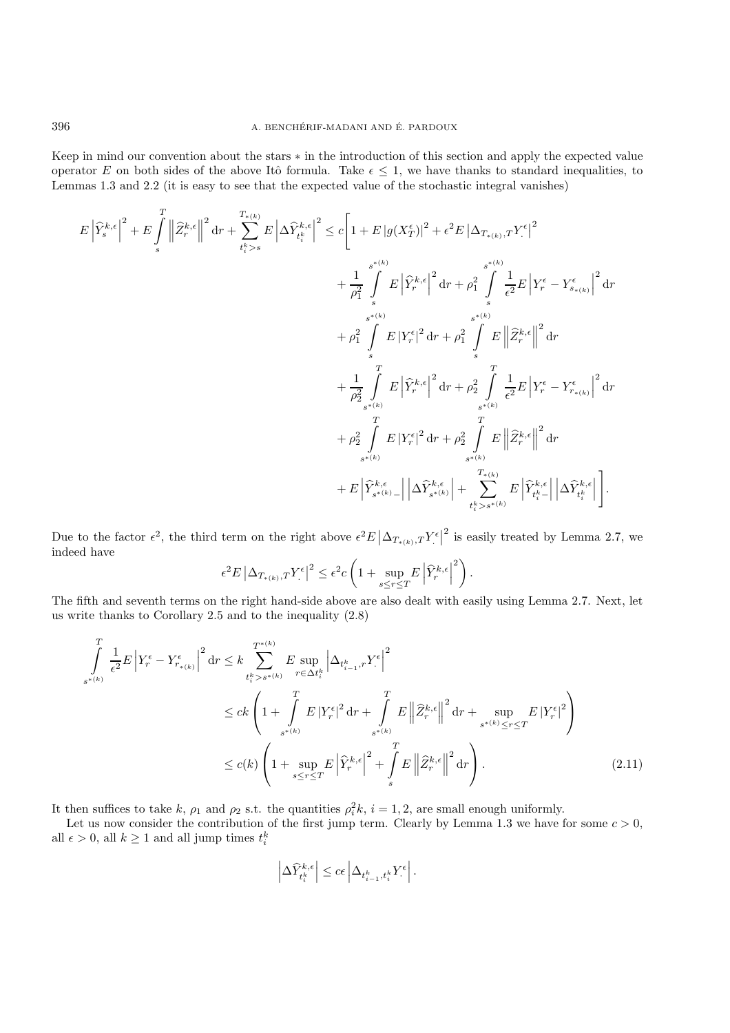Keep in mind our convention about the stars $*$ in the introduction of this section and apply the expected value operator $E$ on both sides of the above Itô formula. Take $\epsilon \leq 1$, we have thanks to standard inequalities, to Lemmas 1.3 and 2.2 (it is easy to see that the expected value of the stochastic integral vanishes)

$$
\begin{aligned}
E\left|\widehat{Y}_s^{k,\epsilon}\right|^2 + E\int_s^T \left\|\widehat{Z}_r^{k,\epsilon}\right\|^2 \mathrm{d}r + \sum_{t_i^k > s}^{T_{*(k)}} E\left|\Delta \widehat{Y}_{t_i^k}^{k,\epsilon}\right|^2 \leq c\Bigg[ & 1 + E\left|g(X_T^\epsilon)\right|^2 + \epsilon^2 E\left|\Delta_{T_{*(k)},T} Y_\cdot^\epsilon\right|^2 \\
& + \frac{1}{\rho_1^2}\int_s^{s^{*(k)}} E\left|\widehat{Y}_r^{k,\epsilon}\right|^2 \mathrm{d}r + \rho_1^2 \int_s^{s^{*(k)}} \frac{1}{\epsilon^2} E\left|Y_r^\epsilon - Y_{s_{*(k)}}^\epsilon\right|^2 \mathrm{d}r \\
& + \rho_1^2 \int_s^{s^{*(k)}} E\left|Y_r^\epsilon\right|^2 \mathrm{d}r + \rho_1^2 \int_s^{s^{*(k)}} E\left\|\widehat{Z}_r^{k,\epsilon}\right\|^2 \mathrm{d}r \\
& + \frac{1}{\rho_2^2}\int_{s^{*(k)}}^T E\left|\widehat{Y}_r^{k,\epsilon}\right|^2 \mathrm{d}r + \rho_2^2 \int_{s^{*(k)}}^T \frac{1}{\epsilon^2} E\left|Y_r^\epsilon - Y_{r_{*(k)}}^\epsilon\right|^2 \mathrm{d}r \\
& + \rho_2^2 \int_{s^{*(k)}}^T E\left|Y_r^\epsilon\right|^2 \mathrm{d}r + \rho_2^2 \int_{s^{*(k)}}^T E\left\|\widehat{Z}_r^{k,\epsilon}\right\|^2 \mathrm{d}r \\
& + E\left|\widehat{Y}_{s^{*(k)}-}^{k,\epsilon}\right|\left|\Delta\widehat{Y}_{s^{*(k)}}^{k,\epsilon}\right| + \sum_{t_i^k > s^{*(k)}}^{T_{*(k)}} E\left|\widehat{Y}_{t_i^k-}^{k,\epsilon}\right|\left|\Delta\widehat{Y}_{t_i^k}^{k,\epsilon}\right|\Bigg].
\end{aligned}
$$

Due to the factor $\epsilon^2$, the third term on the right above $\epsilon^2 E\left|\Delta_{T_{*(k)},T} Y_\cdot^\epsilon\right|^2$ is easily treated by Lemma 2.7, we indeed have

$$
\epsilon^2 E\left|\Delta_{T_{*(k)},T} Y_\cdot^\epsilon\right|^2 \leq \epsilon^2 c\left(1 + \sup_{s \leq r \leq T} E\left|\widehat{Y}_r^{k,\epsilon}\right|^2\right).
$$

The fifth and seventh terms on the right hand-side above are also dealt with easily using Lemma 2.7. Next, let us write thanks to Corollary 2.5 and to the inequality (2.8)

$$
\begin{aligned}
\int_{s^{*(k)}}^T \frac{1}{\epsilon^2} E\left|Y_r^\epsilon - Y_{r_{*(k)}}^\epsilon\right|^2 \mathrm{d}r &\leq k \sum_{t_i^k > s^{*(k)}}^{T^{*(k)}} E\sup_{r \in \Delta t_i^k}\left|\Delta_{t_{i-1}^k, r} Y_\cdot^\epsilon\right|^2 \\
&\leq ck\left(1 + \int_{s^{*(k)}}^T E\left|Y_r^\epsilon\right|^2 \mathrm{d}r + \int_{s^{*(k)}}^T E\left\|\widehat{Z}_r^{k,\epsilon}\right\|^2 \mathrm{d}r + \sup_{s^{*(k)} \leq r \leq T} E\left|Y_r^\epsilon\right|^2\right) \\
&\leq c(k)\left(1 + \sup_{s \leq r \leq T} E\left|\widehat{Y}_r^{k,\epsilon}\right|^2 + \int_s^T E\left\|\widehat{Z}_r^{k,\epsilon}\right\|^2 \mathrm{d}r\right). \qquad (2.11)
\end{aligned}
$$

It then suffices to take $k$, $\rho_1$ and $\rho_2$ s.t. the quantities $\rho_i^2 k$, $i = 1, 2$, are small enough uniformly.

Let us now consider the contribution of the first jump term. Clearly by Lemma 1.3 we have for some $c > 0$, all $\epsilon > 0$, all $k \geq 1$ and all jump times $t_i^k$

$$
\left|\Delta\widehat{Y}_{t_i^k}^{k,\epsilon}\right| \leq c\epsilon\left|\Delta_{t_{i-1}^k, t_i^k} Y_\cdot^\epsilon\right|.
$$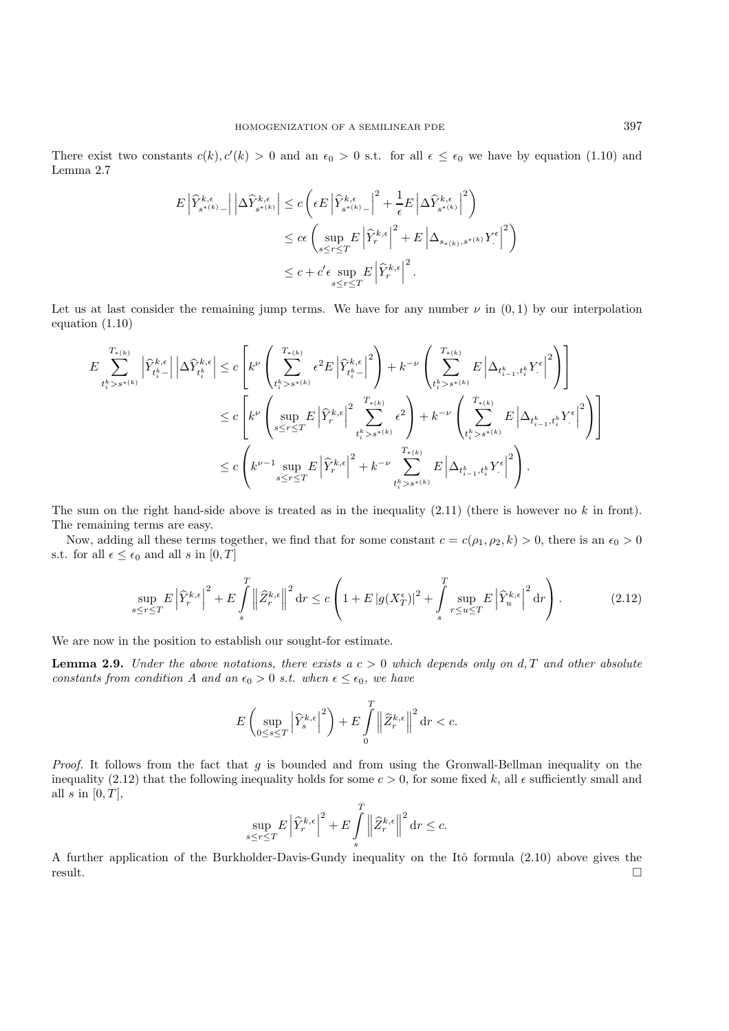There exist two constants $c(k), c'(k) > 0$ and an $\epsilon_0 > 0$ s.t. for all $\epsilon \le \epsilon_0$ we have by equation (1.10) and Lemma 2.7

$$
\begin{aligned}
E\left|\widehat{Y}^{k,\epsilon}_{s^*(k)-}\right|\left|\Delta\widehat{Y}^{k,\epsilon}_{s^*(k)}\right| &\le c\left(\epsilon E\left|\widehat{Y}^{k,\epsilon}_{s^*(k)-}\right|^2 + \frac{1}{\epsilon}E\left|\Delta\widehat{Y}^{k,\epsilon}_{s^*(k)}\right|^2\right)\\
&\le c\epsilon\left(\sup_{s\le r\le T} E\left|\widehat{Y}^{k,\epsilon}_r\right|^2 + E\left|\Delta_{s_*(k),s^*(k)}Y^\epsilon_\cdot\right|^2\right)\\
&\le c + c'\epsilon \sup_{s\le r\le T} E\left|\widehat{Y}^{k,\epsilon}_r\right|^2.
\end{aligned}
$$

Let us at last consider the remaining jump terms. We have for any number $\nu$ in $(0,1)$ by our interpolation equation (1.10)

$$
\begin{aligned}
E\sum_{t_i^k > s^*(k)}^{T_*(k)} \left|\widehat{Y}^{k,\epsilon}_{t_i^k-}\right|\left|\Delta\widehat{Y}^{k,\epsilon}_{t_i^k}\right| &\le c\left[k^\nu\left(\sum_{t_i^k > s^*(k)}^{T_*(k)} \epsilon^2 E\left|\widehat{Y}^{k,\epsilon}_{t_i^k-}\right|^2\right) + k^{-\nu}\left(\sum_{t_i^k > s^*(k)}^{T_*(k)} E\left|\Delta_{t_{i-1}^k,t_i^k}Y^\epsilon_\cdot\right|^2\right)\right]\\
&\le c\left[k^\nu\left(\sup_{s\le r\le T} E\left|\widehat{Y}^{k,\epsilon}_r\right|^2 \sum_{t_i^k > s^*(k)}^{T_*(k)} \epsilon^2\right) + k^{-\nu}\left(\sum_{t_i^k > s^*(k)}^{T_*(k)} E\left|\Delta_{t_{i-1}^k,t_i^k}Y^\epsilon_\cdot\right|^2\right)\right]\\
&\le c\left(k^{\nu-1}\sup_{s\le r\le T} E\left|\widehat{Y}^{k,\epsilon}_r\right|^2 + k^{-\nu}\sum_{t_i^k > s^*(k)}^{T_*(k)} E\left|\Delta_{t_{i-1}^k,t_i^k}Y^\epsilon_\cdot\right|^2\right).
\end{aligned}
$$

The sum on the right hand-side above is treated as in the inequality (2.11) (there is however no $k$ in front). The remaining terms are easy.

Now, adding all these terms together, we find that for some constant $c = c(\rho_1, \rho_2, k) > 0$, there is an $\epsilon_0 > 0$ s.t. for all $\epsilon \le \epsilon_0$ and all $s$ in $[0,T]$

$$
\sup_{s\le r\le T} E\left|\widehat{Y}^{k,\epsilon}_r\right|^2 + E\int_s^T \left\|\widehat{Z}^{k,\epsilon}_r\right\|^2 \mathrm{d}r \le c\left(1 + E\left|g(X^\epsilon_T)\right|^2 + \int_s^T \sup_{r\le u\le T} E\left|\widehat{Y}^{k,\epsilon}_u\right|^2 \mathrm{d}r\right). \tag{2.12}
$$

We are now in the position to establish our sought-for estimate.

**Lemma 2.9.** *Under the above notations, there exists a $c > 0$ which depends only on $d, T$ and other absolute constants from condition A and an $\epsilon_0 > 0$ s.t. when $\epsilon \le \epsilon_0$, we have*

$$
E\left(\sup_{0\le s\le T}\left|\widehat{Y}^{k,\epsilon}_s\right|^2\right) + E\int_0^T \left\|\widehat{Z}^{k,\epsilon}_r\right\|^2 \mathrm{d}r < c.
$$

*Proof.* It follows from the fact that $g$ is bounded and from using the Gronwall-Bellman inequality on the inequality (2.12) that the following inequality holds for some $c > 0$, for some fixed $k$, all $\epsilon$ sufficiently small and all $s$ in $[0,T]$,

$$
\sup_{s\le r\le T} E\left|\widehat{Y}^{k,\epsilon}_r\right|^2 + E\int_s^T \left\|\widehat{Z}^{k,\epsilon}_r\right\|^2 \mathrm{d}r \le c.
$$

A further application of the Burkholder-Davis-Gundy inequality on the Itô formula (2.10) above gives the result. $\square$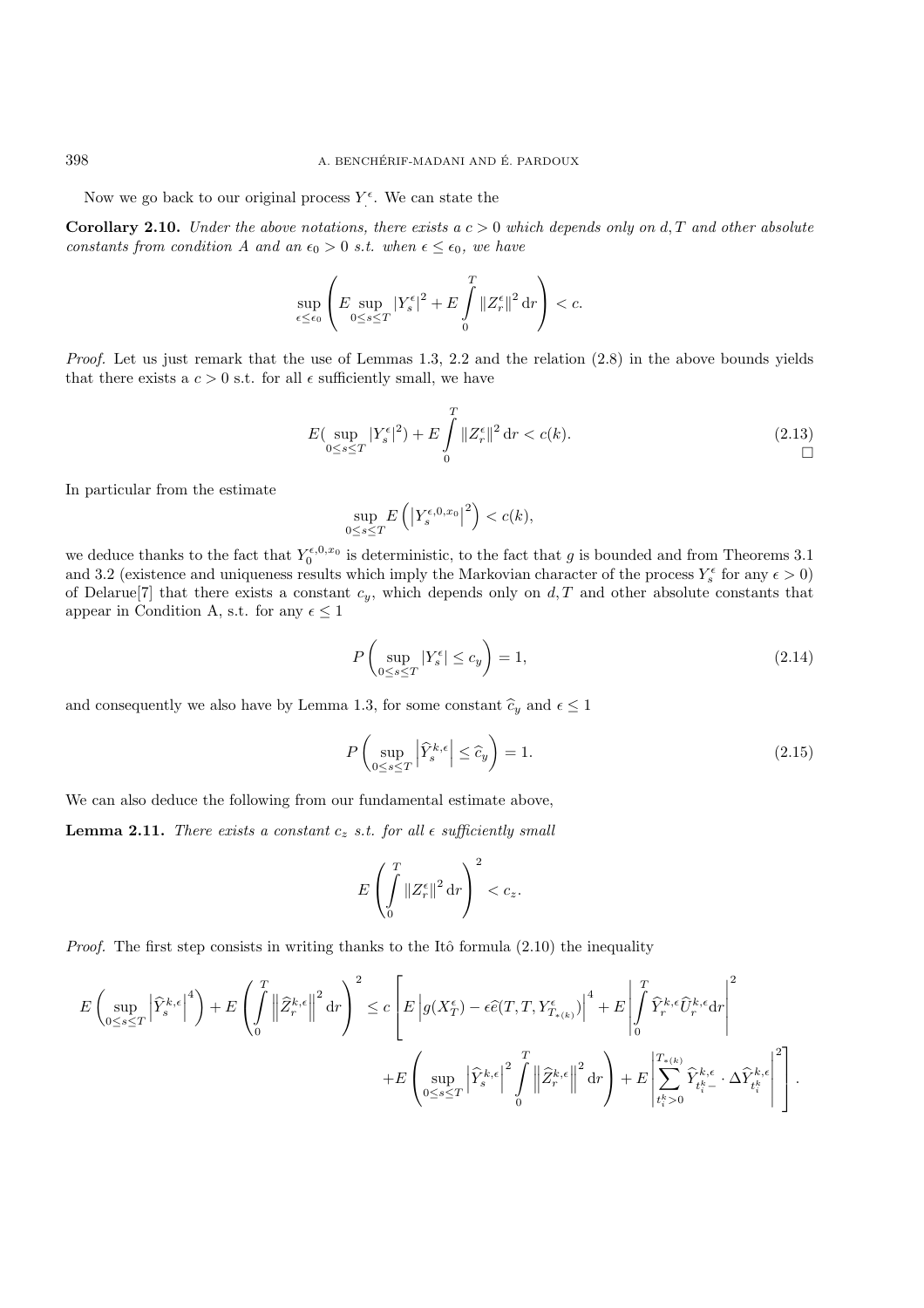Now we go back to our original process $Y^\epsilon_\cdot$. We can state the

**Corollary 2.10.** *Under the above notations, there exists a $c > 0$ which depends only on $d, T$ and other absolute constants from condition A and an $\epsilon_0 > 0$ s.t. when $\epsilon \le \epsilon_0$, we have*

$$\sup_{\epsilon \le \epsilon_0} \left( E \sup_{0 \le s \le T} |Y^\epsilon_s|^2 + E \int_0^T \|Z^\epsilon_r\|^2 \, \mathrm{d}r \right) < c.$$

*Proof.* Let us just remark that the use of Lemmas 1.3, 2.2 and the relation (2.8) in the above bounds yields that there exists a $c > 0$ s.t. for all $\epsilon$ sufficiently small, we have

$$E(\sup_{0 \le s \le T} |Y^\epsilon_s|^2) + E \int_0^T \|Z^\epsilon_r\|^2 \, \mathrm{d}r < c(k). \tag{2.13}$$

□

In particular from the estimate

$$\sup_{0 \le s \le T} E\left( \left| Y^{\epsilon,0,x_0}_s \right|^2 \right) < c(k),$$

we deduce thanks to the fact that $Y^{\epsilon,0,x_0}_0$ is deterministic, to the fact that $g$ is bounded and from Theorems 3.1 and 3.2 (existence and uniqueness results which imply the Markovian character of the process $Y^\epsilon_s$ for any $\epsilon > 0$) of Delarue[7] that there exists a constant $c_y$, which depends only on $d, T$ and other absolute constants that appear in Condition A, s.t. for any $\epsilon \le 1$

$$P\left( \sup_{0 \le s \le T} |Y^\epsilon_s| \le c_y \right) = 1, \tag{2.14}$$

and consequently we also have by Lemma 1.3, for some constant $\widehat{c}_y$ and $\epsilon \le 1$

$$P\left( \sup_{0 \le s \le T} \left| \widehat{Y}^{k,\epsilon}_s \right| \le \widehat{c}_y \right) = 1. \tag{2.15}$$

We can also deduce the following from our fundamental estimate above,

**Lemma 2.11.** *There exists a constant $c_z$ s.t. for all $\epsilon$ sufficiently small*

$$E\left( \int_0^T \|Z^\epsilon_r\|^2 \, \mathrm{d}r \right)^2 < c_z.$$

*Proof.* The first step consists in writing thanks to the Itô formula (2.10) the inequality

$$E\left( \sup_{0 \le s \le T} \left| \widehat{Y}^{k,\epsilon}_s \right|^4 \right) + E\left( \int_0^T \left\| \widehat{Z}^{k,\epsilon}_r \right\|^2 \mathrm{d}r \right)^2 \le c \left[ E\left| g(X^\epsilon_T) - \epsilon \widehat{e}(T, T, Y^\epsilon_{T_{*(k)}}) \right|^4 + E\left| \int_0^T \widehat{Y}^{k,\epsilon}_r \widehat{U}^{k,\epsilon}_r \mathrm{d}r \right|^2 \right.$$

$$\left. + E\left( \sup_{0 \le s \le T} \left| \widehat{Y}^{k,\epsilon}_s \right|^2 \int_0^T \left\| \widehat{Z}^{k,\epsilon}_r \right\|^2 \mathrm{d}r \right) + E\left| \sum_{t^k_i > 0}^{T_{*(k)}} \widehat{Y}^{k,\epsilon}_{t^k_i -} \cdot \Delta \widehat{Y}^{k,\epsilon}_{t^k_i} \right|^2 \right].$$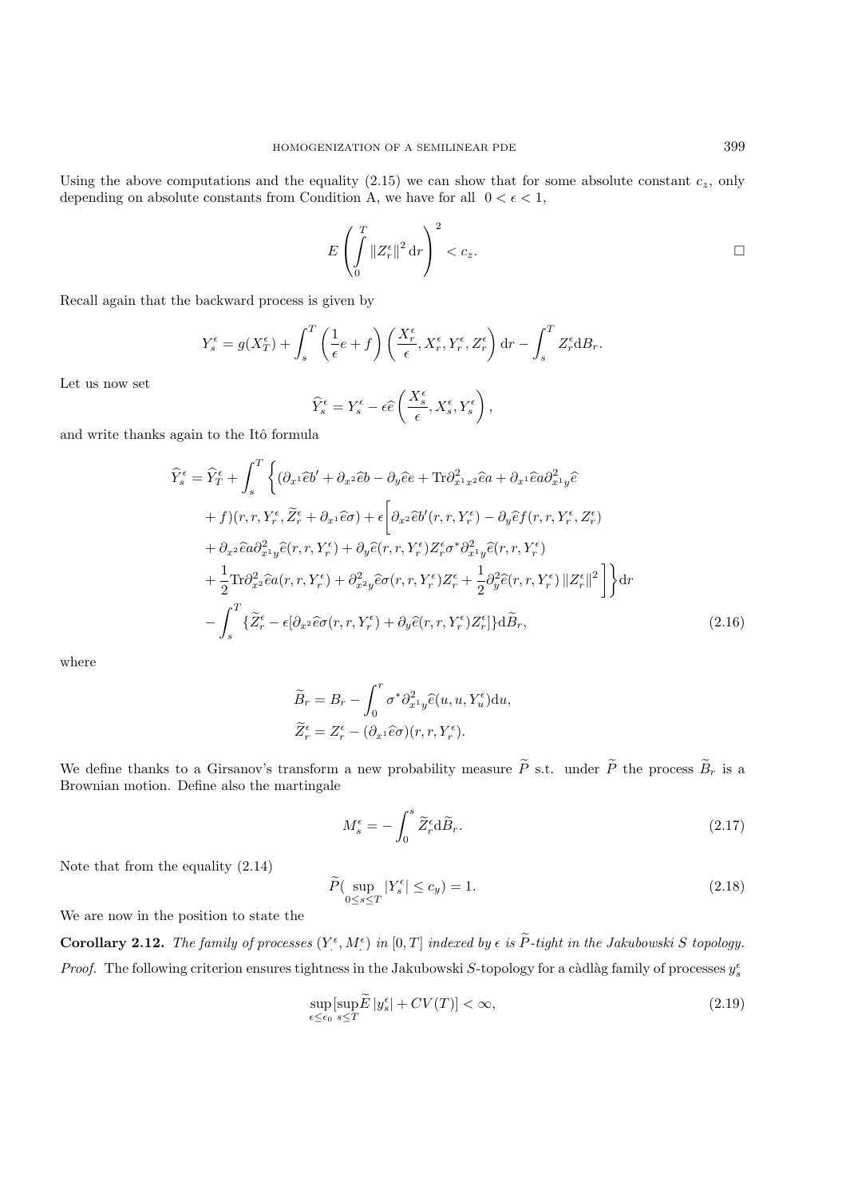Using the above computations and the equality (2.15) we can show that for some absolute constant $c_z$, only depending on absolute constants from Condition A, we have for all $0 < \epsilon < 1$,

$$E\left(\int_0^T \|Z_r^\epsilon\|^2 \,\mathrm{d}r\right)^2 < c_z. \qquad \square$$

Recall again that the backward process is given by

$$Y_s^\epsilon = g(X_T^\epsilon) + \int_s^T \left(\frac{1}{\epsilon}e + f\right)\left(\frac{X_r^\epsilon}{\epsilon}, X_r^\epsilon, Y_r^\epsilon, Z_r^\epsilon\right)\mathrm{d}r - \int_s^T Z_r^\epsilon \mathrm{d}B_r.$$

Let us now set

$$\widehat{Y}_s^\epsilon = Y_s^\epsilon - \epsilon\widehat{e}\left(\frac{X_s^\epsilon}{\epsilon}, X_s^\epsilon, Y_s^\epsilon\right),$$

and write thanks again to the Itô formula

$$\begin{aligned}
\widehat{Y}_s^\epsilon = \widehat{Y}_T^\epsilon + \int_s^T \Big\{ &(\partial_{x^1}\widehat{e}b' + \partial_{x^2}\widehat{e}b - \partial_y\widehat{e}e + \mathrm{Tr}\partial^2_{x^1x^2}\widehat{e}a + \partial_{x^1}\widehat{e}a\partial^2_{x^1y}\widehat{e} \\
&+ f)(r, r, Y_r^\epsilon, \widetilde{Z}_r^\epsilon + \partial_{x^1}\widehat{e}\sigma) + \epsilon\Big[\partial_{x^2}\widehat{e}b'(r, r, Y_r^\epsilon) - \partial_y\widehat{e}f(r, r, Y_r^\epsilon, Z_r^\epsilon) \\
&+ \partial_{x^2}\widehat{e}a\partial^2_{x^1y}\widehat{e}(r, r, Y_r^\epsilon) + \partial_y\widehat{e}(r, r, Y_r^\epsilon)Z_r^\epsilon\sigma^*\partial^2_{x^1y}\widehat{e}(r, r, Y_r^\epsilon) \\
&+ \frac{1}{2}\mathrm{Tr}\partial^2_{x^2}\widehat{e}a(r, r, Y_r^\epsilon) + \partial^2_{x^2y}\widehat{e}\sigma(r, r, Y_r^\epsilon)Z_r^\epsilon + \frac{1}{2}\partial^2_y\widehat{e}(r, r, Y_r^\epsilon)\|Z_r^\epsilon\|^2\Big]\Big\}\mathrm{d}r \\
&- \int_s^T \{\widetilde{Z}_r^\epsilon - \epsilon[\partial_{x^2}\widehat{e}\sigma(r, r, Y_r^\epsilon) + \partial_y\widehat{e}(r, r, Y_r^\epsilon)Z_r^\epsilon]\}\mathrm{d}\widetilde{B}_r,
\end{aligned} \tag{2.16}$$

where

$$\begin{aligned}
\widetilde{B}_r &= B_r - \int_0^r \sigma^*\partial^2_{x^1y}\widehat{e}(u, u, Y_u^\epsilon)\mathrm{d}u, \\
\widetilde{Z}_r^\epsilon &= Z_r^\epsilon - (\partial_{x^1}\widehat{e}\sigma)(r, r, Y_r^\epsilon).
\end{aligned}$$

We define thanks to a Girsanov's transform a new probability measure $\widetilde{P}$ s.t. under $\widetilde{P}$ the process $\widetilde{B}_r$ is a Brownian motion. Define also the martingale

$$M_s^\epsilon = -\int_0^s \widetilde{Z}_r^\epsilon \mathrm{d}\widetilde{B}_r. \tag{2.17}$$

Note that from the equality (2.14)

$$\widetilde{P}(\sup_{0\le s\le T}|Y_s^\epsilon| \le c_y) = 1. \tag{2.18}$$

We are now in the position to state the

**Corollary 2.12.** *The family of processes $(Y_\cdot^\epsilon, M_\cdot^\epsilon)$ in $[0, T]$ indexed by $\epsilon$ is $\widetilde{P}$-tight in the Jakubowski S topology.*

*Proof.* The following criterion ensures tightness in the Jakubowski $S$-topology for a càdlàg family of processes $y_s^\epsilon$

$$\sup_{\epsilon\le\epsilon_0}[\sup_{s\le T}\widetilde{E}\,|y_s^\epsilon| + CV(T)] < \infty, \tag{2.19}$$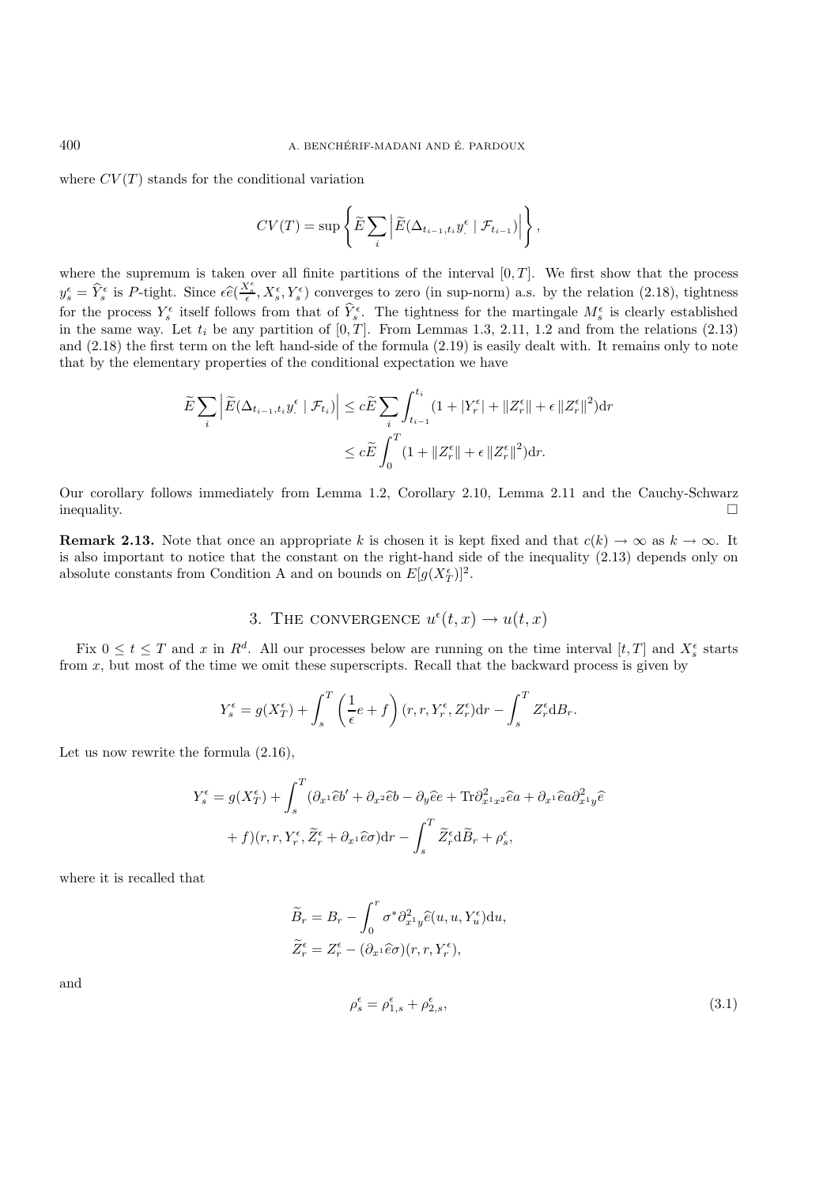where $CV(T)$ stands for the conditional variation

$$CV(T) = \sup \left\{ \widetilde{E} \sum_i \left| \widetilde{E}(\Delta_{t_{i-1},t_i} y^\epsilon_\cdot \mid \mathcal{F}_{t_{i-1}}) \right| \right\},$$

where the supremum is taken over all finite partitions of the interval $[0,T]$. We first show that the process $y^\epsilon_s = \widehat{Y}^\epsilon_s$ is $P$-tight. Since $\epsilon \widehat{e}(\frac{X^\epsilon_s}{\epsilon}, X^\epsilon_s, Y^\epsilon_s)$ converges to zero (in sup-norm) a.s. by the relation (2.18), tightness for the process $Y^\epsilon_s$ itself follows from that of $\widehat{Y}^\epsilon_s$. The tightness for the martingale $M^\epsilon_s$ is clearly established in the same way. Let $t_i$ be any partition of $[0,T]$. From Lemmas 1.3, 2.11, 1.2 and from the relations (2.13) and (2.18) the first term on the left hand-side of the formula (2.19) is easily dealt with. It remains only to note that by the elementary properties of the conditional expectation we have

$$\begin{aligned}
\widetilde{E} \sum_i \left| \widetilde{E}(\Delta_{t_{i-1},t_i} y^\epsilon_\cdot \mid \mathcal{F}_{t_i}) \right| &\leq c\widetilde{E} \sum_i \int_{t_{i-1}}^{t_i} (1 + |Y^\epsilon_r| + \|Z^\epsilon_r\| + \epsilon \|Z^\epsilon_r\|^2) \mathrm{d}r \\
&\leq c\widetilde{E} \int_0^T (1 + \|Z^\epsilon_r\| + \epsilon \|Z^\epsilon_r\|^2) \mathrm{d}r.
\end{aligned}$$

Our corollary follows immediately from Lemma 1.2, Corollary 2.10, Lemma 2.11 and the Cauchy-Schwarz inequality. $\square$

**Remark 2.13.** Note that once an appropriate $k$ is chosen it is kept fixed and that $c(k) \to \infty$ as $k \to \infty$. It is also important to notice that the constant on the right-hand side of the inequality (2.13) depends only on absolute constants from Condition A and on bounds on $E[g(X^\epsilon_T)]^2$.

## 3. The convergence $u^\epsilon(t,x) \to u(t,x)$

Fix $0 \leq t \leq T$ and $x$ in $R^d$. All our processes below are running on the time interval $[t,T]$ and $X^\epsilon_s$ starts from $x$, but most of the time we omit these superscripts. Recall that the backward process is given by

$$Y^\epsilon_s = g(X^\epsilon_T) + \int_s^T \left( \frac{1}{\epsilon} e + f \right)(r, r, Y^\epsilon_r, Z^\epsilon_r) \mathrm{d}r - \int_s^T Z^\epsilon_r \mathrm{d}B_r.$$

Let us now rewrite the formula (2.16),

$$\begin{aligned}
Y^\epsilon_s = g(X^\epsilon_T) &+ \int_s^T (\partial_{x^1} \widehat{e} b' + \partial_{x^2} \widehat{e} b - \partial_y \widehat{e} e + \mathrm{Tr} \partial^2_{x^1 x^2} \widehat{e} a + \partial_{x^1} \widehat{e} a \partial^2_{x^1 y} \widehat{e} \\
&+ f)(r, r, Y^\epsilon_r, \widetilde{Z}^\epsilon_r + \partial_{x^1} \widehat{e} \sigma) \mathrm{d}r - \int_s^T \widetilde{Z}^\epsilon_r \mathrm{d}\widetilde{B}_r + \rho^\epsilon_s,
\end{aligned}$$

where it is recalled that

$$\begin{aligned}
\widetilde{B}_r &= B_r - \int_0^r \sigma^* \partial^2_{x^1 y} \widehat{e}(u, u, Y^\epsilon_u) \mathrm{d}u, \\
\widetilde{Z}^\epsilon_r &= Z^\epsilon_r - (\partial_{x^1} \widehat{e} \sigma)(r, r, Y^\epsilon_r),
\end{aligned}$$

and

$$\rho^\epsilon_s = \rho^\epsilon_{1,s} + \rho^\epsilon_{2,s}, \tag{3.1}$$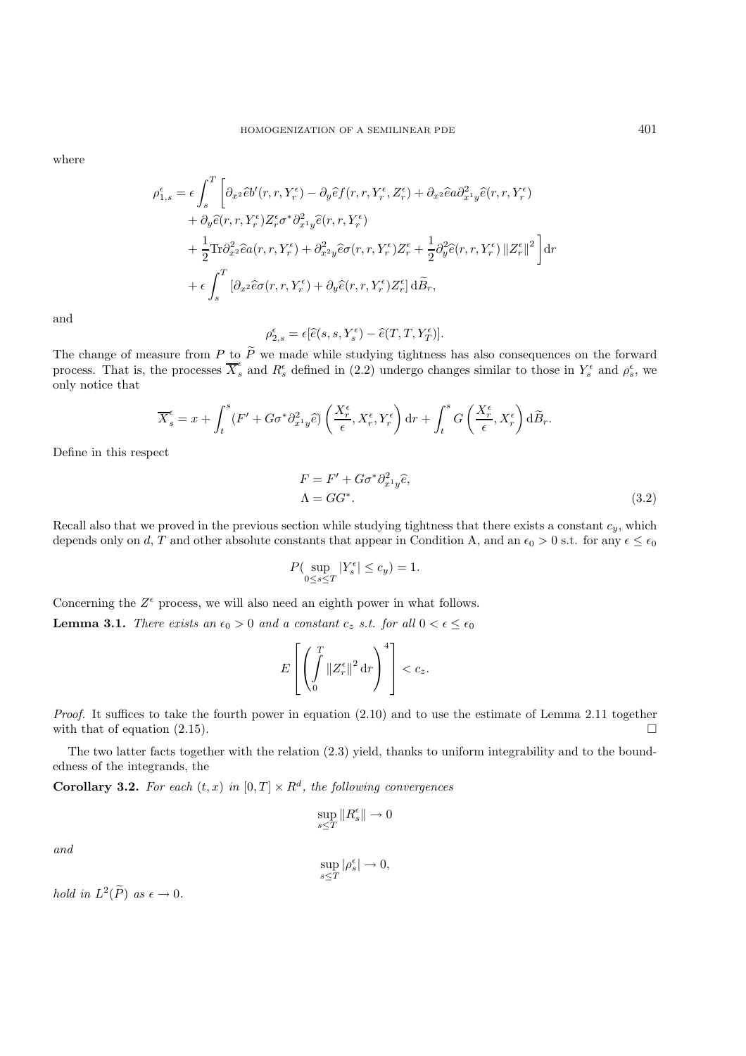where

$$
\begin{aligned}
\rho^\epsilon_{1,s} = \epsilon \int_s^T \bigg[ & \partial_{x^2}\widehat{e} b'(r,r,Y^\epsilon_r) - \partial_y \widehat{e} f(r,r,Y^\epsilon_r,Z^\epsilon_r) + \partial_{x^2}\widehat{e} a \partial^2_{x^1 y}\widehat{e}(r,r,Y^\epsilon_r) \\
& + \partial_y \widehat{e}(r,r,Y^\epsilon_r) Z^\epsilon_r \sigma^* \partial^2_{x^1 y}\widehat{e}(r,r,Y^\epsilon_r) \\
& + \frac{1}{2}\mathrm{Tr}\partial^2_{x^2}\widehat{e} a(r,r,Y^\epsilon_r) + \partial^2_{x^2 y}\widehat{e}\sigma(r,r,Y^\epsilon_r) Z^\epsilon_r + \frac{1}{2}\partial^2_y \widehat{e}(r,r,Y^\epsilon_r)\left\|Z^\epsilon_r\right\|^2 \bigg] \mathrm{d}r \\
& + \epsilon \int_s^T \left[\partial_{x^2}\widehat{e}\sigma(r,r,Y^\epsilon_r) + \partial_y \widehat{e}(r,r,Y^\epsilon_r) Z^\epsilon_r\right] \mathrm{d}\widetilde{B}_r,
\end{aligned}
$$

and

$$
\rho^\epsilon_{2,s} = \epsilon[\widehat{e}(s,s,Y^\epsilon_s) - \widehat{e}(T,T,Y^\epsilon_T)].
$$

The change of measure from $P$ to $\widetilde{P}$ we made while studying tightness has also consequences on the forward process. That is, the processes $\overline{X}^\epsilon_s$ and $R^\epsilon_s$ defined in (2.2) undergo changes similar to those in $Y^\epsilon_s$ and $\rho^\epsilon_s$, we only notice that

$$
\overline{X}^\epsilon_s = x + \int_t^s (F' + G\sigma^*\partial^2_{x^1 y}\widehat{e})\left(\frac{X^\epsilon_r}{\epsilon}, X^\epsilon_r, Y^\epsilon_r\right)\mathrm{d}r + \int_t^s G\left(\frac{X^\epsilon_r}{\epsilon}, X^\epsilon_r\right)\mathrm{d}\widetilde{B}_r.
$$

Define in this respect

$$
\begin{aligned}
F &= F' + G\sigma^*\partial^2_{x^1 y}\widehat{e}, \\
\Lambda &= GG^*.
\end{aligned}
\tag{3.2}
$$

Recall also that we proved in the previous section while studying tightness that there exists a constant $c_y$, which depends only on $d$, $T$ and other absolute constants that appear in Condition A, and an $\epsilon_0 > 0$ s.t. for any $\epsilon \le \epsilon_0$

$$
P(\sup_{0\le s\le T}|Y^\epsilon_s| \le c_y) = 1.
$$

Concerning the $Z^\epsilon$ process, we will also need an eighth power in what follows.

**Lemma 3.1.** *There exists an $\epsilon_0 > 0$ and a constant $c_z$ s.t. for all $0 < \epsilon \le \epsilon_0$*

$$
E\left[\left(\int_0^T \left\|Z^\epsilon_r\right\|^2 \mathrm{d}r\right)^4\right] < c_z.
$$

*Proof.* It suffices to take the fourth power in equation (2.10) and to use the estimate of Lemma 2.11 together with that of equation (2.15). □

The two latter facts together with the relation (2.3) yield, thanks to uniform integrability and to the boundedness of the integrands, the

**Corollary 3.2.** *For each $(t,x)$ in $[0,T]\times R^d$, the following convergences*

$$
\sup_{s\le T}\|R^\epsilon_s\| \to 0
$$

*and*

$$
\sup_{s\le T}|\rho^\epsilon_s| \to 0,
$$

*hold in $L^2(\widetilde{P})$ as $\epsilon \to 0$.*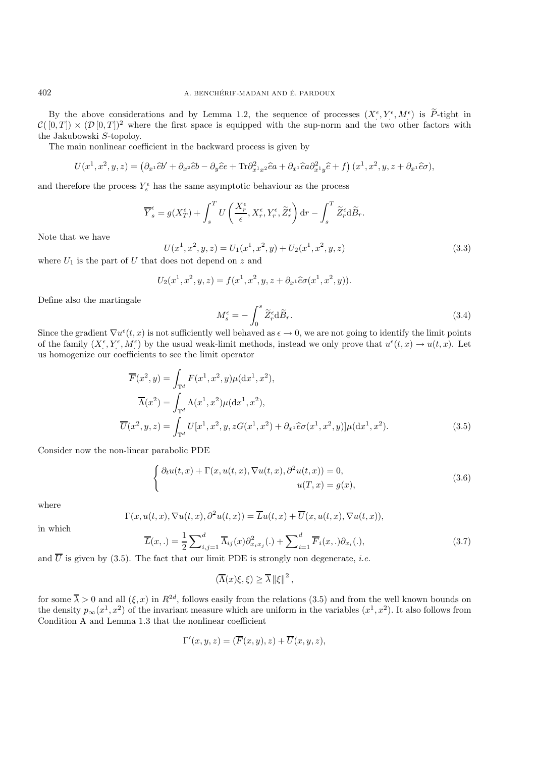By the above considerations and by Lemma 1.2, the sequence of processes $(X^\epsilon_., Y^\epsilon_., M^\epsilon_.)$ is $\widetilde{P}$-tight in $\mathcal{C}([0,T]) \times (\mathcal{D}[0,T])^2$ where the first space is equipped with the sup-norm and the two other factors with the Jakubowski $S$-topoloy.

The main nonlinear coefficient in the backward process is given by

$$U(x^1, x^2, y, z) = \left(\partial_{x^1}\widehat{e}b' + \partial_{x^2}\widehat{e}b - \partial_y\widehat{e}e + \mathrm{Tr}\partial^2_{x^1x^2}\widehat{e}a + \partial_{x^1}\widehat{e}a\partial^2_{x^1y}\widehat{e} + f\right)(x^1, x^2, y, z + \partial_{x^1}\widehat{e}\sigma),$$

and therefore the process $Y^\epsilon_s$ has the same asymptotic behaviour as the process

$$\overline{Y}^\epsilon_s = g(X^\epsilon_T) + \int_s^T U\left(\frac{X^\epsilon_r}{\epsilon}, X^\epsilon_r, Y^\epsilon_r, \widetilde{Z}^\epsilon_r\right)\mathrm{d}r - \int_s^T \widetilde{Z}^\epsilon_r \mathrm{d}\widetilde{B}_r.$$

Note that we have

$$U(x^1, x^2, y, z) = U_1(x^1, x^2, y) + U_2(x^1, x^2, y, z) \tag{3.3}$$

where $U_1$ is the part of $U$ that does not depend on $z$ and

$$U_2(x^1, x^2, y, z) = f(x^1, x^2, y, z + \partial_{x^1}\widehat{e}\sigma(x^1, x^2, y)).$$

Define also the martingale

$$M^\epsilon_s = -\int_0^s \widetilde{Z}^\epsilon_r \mathrm{d}\widetilde{B}_r. \tag{3.4}$$

Since the gradient $\nabla u^\epsilon(t,x)$ is not sufficiently well behaved as $\epsilon \to 0$, we are not going to identify the limit points of the family $(X^\epsilon_., Y^\epsilon_., M^\epsilon)$ by the usual weak-limit methods, instead we only prove that $u^\epsilon(t,x) \to u(t,x)$. Let us homogenize our coefficients to see the limit operator

$$\begin{aligned}
\overline{F}(x^2, y) &= \int_{\mathbb{T}^d} F(x^1, x^2, y)\mu(\mathrm{d}x^1, x^2),\\
\overline{\Lambda}(x^2) &= \int_{\mathbb{T}^d} \Lambda(x^1, x^2)\mu(\mathrm{d}x^1, x^2),\\
\overline{U}(x^2, y, z) &= \int_{\mathbb{T}^d} U[x^1, x^2, y, zG(x^1, x^2) + \partial_{x^1}\widehat{e}\sigma(x^1, x^2, y)]\mu(\mathrm{d}x^1, x^2).
\end{aligned} \tag{3.5}$$

Consider now the non-linear parabolic PDE

$$\begin{cases} \partial_t u(t,x) + \Gamma(x, u(t,x), \nabla u(t,x), \partial^2 u(t,x)) = 0, \\ \qquad\qquad\qquad\qquad\qquad\qquad\qquad u(T,x) = g(x), \end{cases} \tag{3.6}$$

where

$$\Gamma(x, u(t,x), \nabla u(t,x), \partial^2 u(t,x)) = \overline{L}u(t,x) + \overline{U}(x, u(t,x), \nabla u(t,x)),$$

in which

$$\overline{L}(x, .) = \frac{1}{2}\sum_{i,j=1}^d \overline{\Lambda}_{ij}(x)\partial^2_{x_i x_j}(.) + \sum_{i=1}^d \overline{F}_i(x, .)\partial_{x_i}(.), \tag{3.7}$$

and $\overline{U}$ is given by (3.5). The fact that our limit PDE is strongly non degenerate, *i.e.*

$$(\overline{\Lambda}(x)\xi, \xi) \geq \overline{\lambda}\,\|\xi\|^2,$$

for some $\overline{\lambda} > 0$ and all $(\xi, x)$ in $R^{2d}$, follows easily from the relations (3.5) and from the well known bounds on the density $p_\infty(x^1, x^2)$ of the invariant measure which are uniform in the variables $(x^1, x^2)$. It also follows from Condition A and Lemma 1.3 that the nonlinear coefficient

$$\Gamma'(x, y, z) = (\overline{F}(x, y), z) + \overline{U}(x, y, z),$$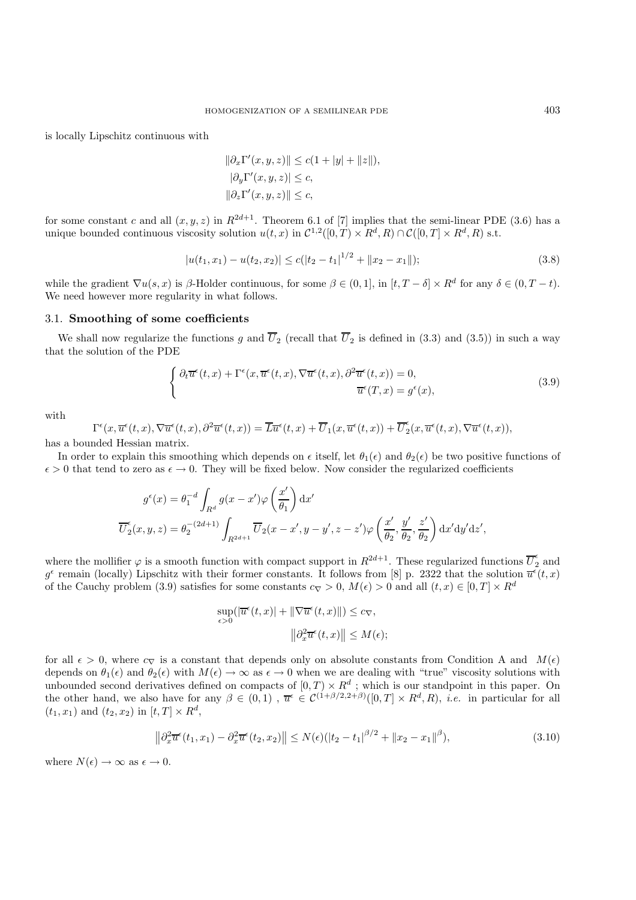is locally Lipschitz continuous with

$$
\begin{aligned}
\|\partial_x \Gamma'(x,y,z)\| &\leq c(1+|y|+\|z\|),\\
|\partial_y \Gamma'(x,y,z)| &\leq c,\\
\|\partial_z \Gamma'(x,y,z)\| &\leq c,
\end{aligned}
$$

for some constant $c$ and all $(x,y,z)$ in $R^{2d+1}$. Theorem 6.1 of [7] implies that the semi-linear PDE (3.6) has a unique bounded continuous viscosity solution $u(t,x)$ in $\mathcal{C}^{1,2}([0,T)\times R^d, R)\cap \mathcal{C}([0,T]\times R^d, R)$ s.t.

$$
|u(t_1,x_1)-u(t_2,x_2)| \leq c(|t_2-t_1|^{1/2}+\|x_2-x_1\|); \tag{3.8}
$$

while the gradient $\nabla u(s,x)$ is $\beta$-Holder continuous, for some $\beta\in(0,1]$, in $[t,T-\delta]\times R^d$ for any $\delta\in(0,T-t)$. We need however more regularity in what follows.

## 3.1. Smoothing of some coefficients

We shall now regularize the functions $g$ and $\overline{U}_2$ (recall that $\overline{U}_2$ is defined in (3.3) and (3.5)) in such a way that the solution of the PDE

$$
\begin{cases}
\partial_t \overline{u}^\epsilon(t,x) + \Gamma^\epsilon(x,\overline{u}^\epsilon(t,x),\nabla\overline{u}^\epsilon(t,x),\partial^2\overline{u}^\epsilon(t,x)) = 0,\\
\overline{u}^\epsilon(T,x) = g^\epsilon(x),
\end{cases} \tag{3.9}
$$

with

$$
\Gamma^\epsilon(x,\overline{u}^\epsilon(t,x),\nabla\overline{u}^\epsilon(t,x),\partial^2\overline{u}^\epsilon(t,x)) = \overline{L}\overline{u}^\epsilon(t,x)+\overline{U}_1(x,\overline{u}^\epsilon(t,x))+\overline{U}_2^\epsilon(x,\overline{u}^\epsilon(t,x),\nabla\overline{u}^\epsilon(t,x)),
$$

has a bounded Hessian matrix.

In order to explain this smoothing which depends on $\epsilon$ itself, let $\theta_1(\epsilon)$ and $\theta_2(\epsilon)$ be two positive functions of $\epsilon>0$ that tend to zero as $\epsilon\to 0$. They will be fixed below. Now consider the regularized coefficients

$$
\begin{aligned}
g^\epsilon(x) &= \theta_1^{-d}\int_{R^d} g(x-x')\varphi\left(\frac{x'}{\theta_1}\right)\mathrm{d}x'\\
\overline{U}_2^\epsilon(x,y,z) &= \theta_2^{-(2d+1)}\int_{R^{2d+1}} \overline{U}_2(x-x',y-y',z-z')\varphi\left(\frac{x'}{\theta_2},\frac{y'}{\theta_2},\frac{z'}{\theta_2}\right)\mathrm{d}x'\mathrm{d}y'\mathrm{d}z',
\end{aligned}
$$

where the mollifier $\varphi$ is a smooth function with compact support in $R^{2d+1}$. These regularized functions $\overline{U}_2^\epsilon$ and $g^\epsilon$ remain (locally) Lipschitz with their former constants. It follows from [8] p. 2322 that the solution $\overline{u}^\epsilon(t,x)$ of the Cauchy problem (3.9) satisfies for some constants $c_\nabla>0$, $M(\epsilon)>0$ and all $(t,x)\in[0,T]\times R^d$

$$
\begin{aligned}
\sup_{\epsilon>0}(|\overline{u}^\epsilon(t,x)|+\|\nabla\overline{u}^\epsilon(t,x)\|) &\leq c_\nabla,\\
\left\|\partial_x^2\overline{u}^\epsilon(t,x)\right\| &\leq M(\epsilon);
\end{aligned}
$$

for all $\epsilon>0$, where $c_\nabla$ is a constant that depends only on absolute constants from Condition A and $M(\epsilon)$ depends on $\theta_1(\epsilon)$ and $\theta_2(\epsilon)$ with $M(\epsilon)\to\infty$ as $\epsilon\to 0$ when we are dealing with "true" viscosity solutions with unbounded second derivatives defined on compacts of $[0,T)\times R^d$ ; which is our standpoint in this paper. On the other hand, we also have for any $\beta\in(0,1)$ , $\overline{u}^\epsilon\in\mathcal{C}^{(1+\beta/2,2+\beta)}([0,T]\times R^d,R)$, *i.e.* in particular for all $(t_1,x_1)$ and $(t_2,x_2)$ in $[t,T]\times R^d$,

$$
\left\|\partial_x^2\overline{u}^\epsilon(t_1,x_1)-\partial_x^2\overline{u}^\epsilon(t_2,x_2)\right\| \leq N(\epsilon)(|t_2-t_1|^{\beta/2}+\|x_2-x_1\|^\beta), \tag{3.10}
$$

where $N(\epsilon)\to\infty$ as $\epsilon\to 0$.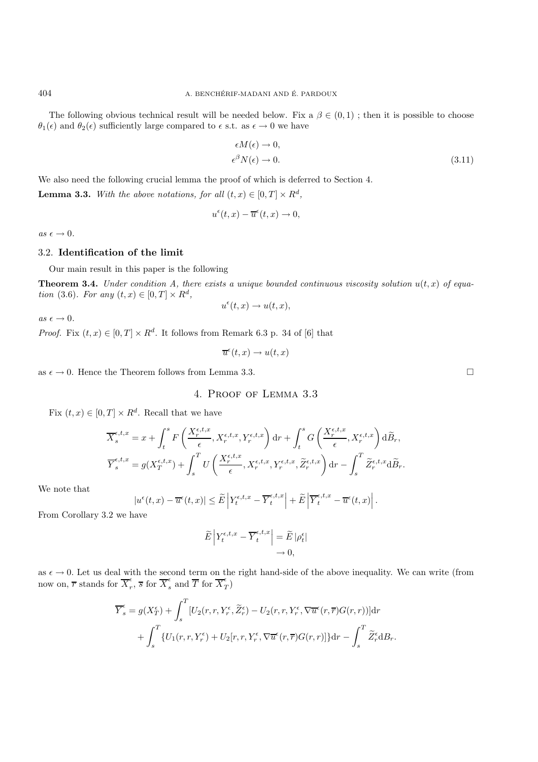The following obvious technical result will be needed below. Fix a $\beta \in (0,1)$ ; then it is possible to choose $\theta_1(\epsilon)$ and $\theta_2(\epsilon)$ sufficiently large compared to $\epsilon$ s.t. as $\epsilon \to 0$ we have

$$
\begin{aligned}
\epsilon M(\epsilon) &\to 0, \\
\epsilon^{\beta} N(\epsilon) &\to 0.
\end{aligned}
\tag{3.11}
$$

We also need the following crucial lemma the proof of which is deferred to Section 4.

**Lemma 3.3.** *With the above notations, for all $(t,x) \in [0,T] \times R^d$,*

$$
u^{\epsilon}(t,x) - \overline{u}^{\epsilon}(t,x) \to 0,
$$

*as $\epsilon \to 0$.*

### 3.2. Identification of the limit

Our main result in this paper is the following

**Theorem 3.4.** *Under condition A, there exists a unique bounded continuous viscosity solution $u(t,x)$ of equation (3.6). For any $(t,x) \in [0,T] \times R^d$,*

$$
u^{\epsilon}(t,x) \to u(t,x),
$$

*as $\epsilon \to 0$.*

*Proof.* Fix $(t,x) \in [0,T] \times R^d$. It follows from Remark 6.3 p. 34 of [6] that

$$
\overline{u}^{\epsilon}(t,x) \to u(t,x)
$$

as $\epsilon \to 0$. Hence the Theorem follows from Lemma 3.3. □

## 4. Proof of Lemma 3.3

Fix $(t,x) \in [0,T] \times R^d$. Recall that we have

$$
\begin{aligned}
\overline{X}_s^{\epsilon,t,x} &= x + \int_t^s F\left(\frac{X_r^{\epsilon,t,x}}{\epsilon}, X_r^{\epsilon,t,x}, Y_r^{\epsilon,t,x}\right) \mathrm{d}r + \int_t^s G\left(\frac{X_r^{\epsilon,t,x}}{\epsilon}, X_r^{\epsilon,t,x}\right) \mathrm{d}\widetilde{B}_r, \\
\overline{Y}_s^{\epsilon,t,x} &= g(X_T^{\epsilon,t,x}) + \int_s^T U\left(\frac{X_r^{\epsilon,t,x}}{\epsilon}, X_r^{\epsilon,t,x}, Y_r^{\epsilon,t,x}, \widetilde{Z}_r^{\epsilon,t,x}\right) \mathrm{d}r - \int_s^T \widetilde{Z}_r^{\epsilon,t,x} \mathrm{d}\widetilde{B}_r.
\end{aligned}
$$

We note that

$$
|u^{\epsilon}(t,x) - \overline{u}^{\epsilon}(t,x)| \leq \widetilde{E}\left|Y_t^{\epsilon,t,x} - \overline{Y}_t^{\epsilon,t,x}\right| + \widetilde{E}\left|\overline{Y}_t^{\epsilon,t,x} - \overline{u}^{\epsilon}(t,x)\right|.
$$

From Corollary 3.2 we have

$$
\begin{aligned}
\widetilde{E}\left|Y_t^{\epsilon,t,x} - \overline{Y}_t^{\epsilon,t,x}\right| &= \widetilde{E}\,|\rho_t^{\epsilon}| \\
&\to 0,
\end{aligned}
$$

as $\epsilon \to 0$. Let us deal with the second term on the right hand-side of the above inequality. We can write (from now on, $\overline{r}$ stands for $\overline{X}_r^{\epsilon}$, $\overline{s}$ for $\overline{X}_s^{\epsilon}$ and $\overline{T}$ for $\overline{X}_T^{\epsilon}$)

$$
\begin{aligned}
\overline{Y}_s^{\epsilon} = g(X_T^{\epsilon}) &+ \int_s^T [U_2(r,r,Y_r^{\epsilon},\widetilde{Z}_r^{\epsilon}) - U_2(r,r,Y_r^{\epsilon},\nabla\overline{u}^{\epsilon}(r,\overline{r})G(r,r))]\mathrm{d}r \\
&+ \int_s^T \{U_1(r,r,Y_r^{\epsilon}) + U_2[r,r,Y_r^{\epsilon},\nabla\overline{u}^{\epsilon}(r,\overline{r})G(r,r)]\}\mathrm{d}r - \int_s^T \widetilde{Z}_r^{\epsilon}\mathrm{d}B_r.
\end{aligned}
$$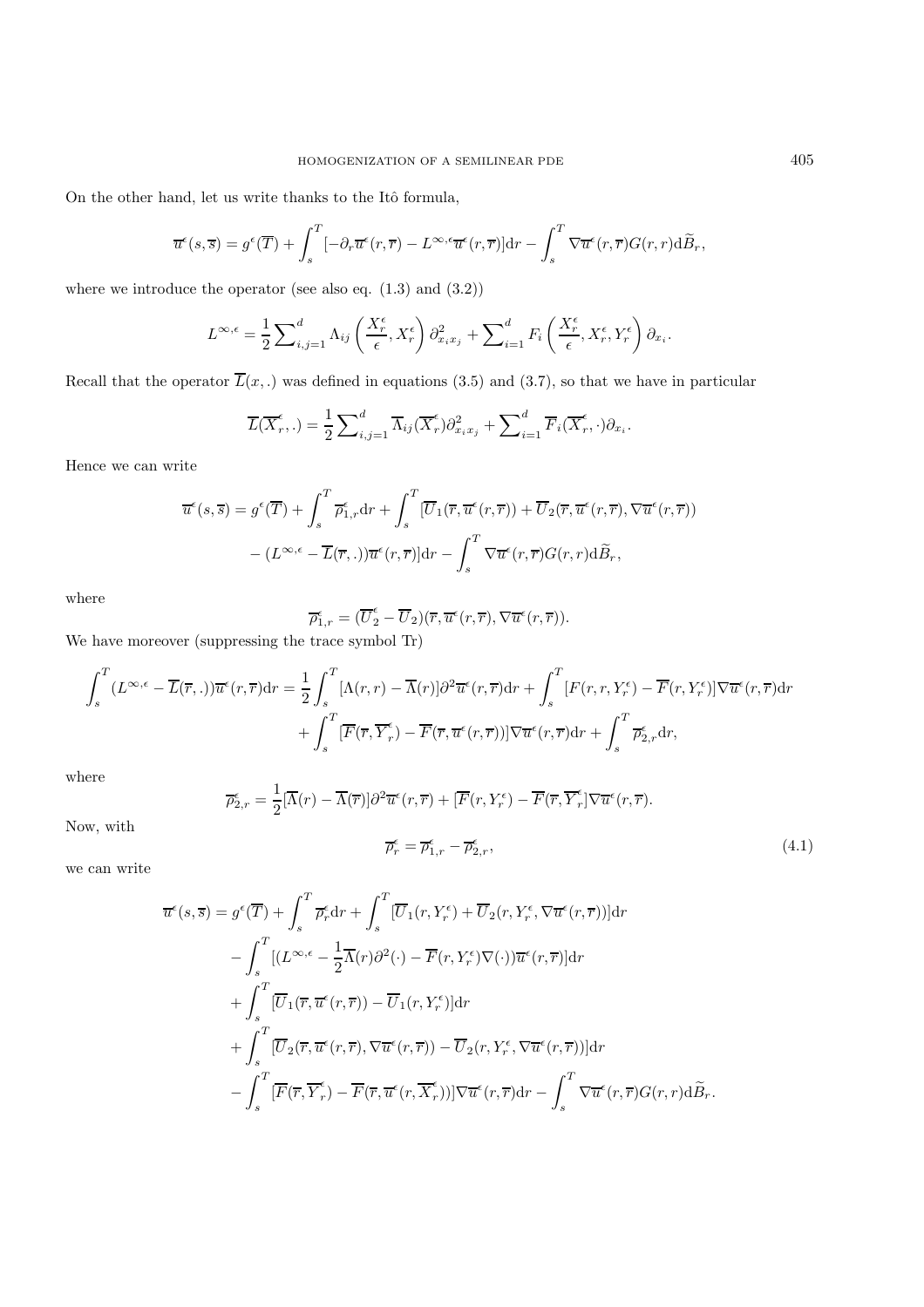On the other hand, let us write thanks to the Itô formula,

$$\overline{u}^\epsilon(s,\overline{s}) = g^\epsilon(\overline{T}) + \int_s^T [-\partial_r \overline{u}^\epsilon(r,\overline{r}) - L^{\infty,\epsilon}\overline{u}^\epsilon(r,\overline{r})]\mathrm{d}r - \int_s^T \nabla\overline{u}^\epsilon(r,\overline{r})G(r,r)\mathrm{d}\widetilde{B}_r,$$

where we introduce the operator (see also eq. (1.3) and (3.2))

$$L^{\infty,\epsilon} = \frac{1}{2}\sum_{i,j=1}^d \Lambda_{ij}\left(\frac{X_r^\epsilon}{\epsilon}, X_r^\epsilon\right)\partial^2_{x_i x_j} + \sum_{i=1}^d F_i\left(\frac{X_r^\epsilon}{\epsilon}, X_r^\epsilon, Y_r^\epsilon\right)\partial_{x_i}.$$

Recall that the operator $\overline{L}(x,.)$ was defined in equations (3.5) and (3.7), so that we have in particular

$$\overline{L}(\overline{X}_r^\epsilon,.) = \frac{1}{2}\sum_{i,j=1}^d \overline{\Lambda}_{ij}(\overline{X}_r^\epsilon)\partial^2_{x_i x_j} + \sum_{i=1}^d \overline{F}_i(\overline{X}_r^\epsilon,\cdot)\partial_{x_i}.$$

Hence we can write

$$\begin{aligned}
\overline{u}^\epsilon(s,\overline{s}) = g^\epsilon(\overline{T}) &+ \int_s^T \overline{\rho}_{1,r}^\epsilon \mathrm{d}r + \int_s^T [\overline{U}_1(\overline{r},\overline{u}^\epsilon(r,\overline{r})) + \overline{U}_2(\overline{r},\overline{u}^\epsilon(r,\overline{r}),\nabla\overline{u}^\epsilon(r,\overline{r})) \\
&- (L^{\infty,\epsilon} - \overline{L}(\overline{r},.))\overline{u}^\epsilon(r,\overline{r})]\mathrm{d}r - \int_s^T \nabla\overline{u}^\epsilon(r,\overline{r})G(r,r)\mathrm{d}\widetilde{B}_r,
\end{aligned}$$

where

$$\overline{\rho}_{1,r}^\epsilon = (\overline{U}_2^\epsilon - \overline{U}_2)(\overline{r},\overline{u}^\epsilon(r,\overline{r}),\nabla\overline{u}^\epsilon(r,\overline{r})).$$

We have moreover (suppressing the trace symbol Tr)

$$\begin{aligned}
\int_s^T (L^{\infty,\epsilon} - \overline{L}(\overline{r},.))\overline{u}^\epsilon(r,\overline{r})\mathrm{d}r = \frac{1}{2}\int_s^T [\Lambda(r,r) - \overline{\Lambda}(r)]\partial^2\overline{u}^\epsilon(r,\overline{r})\mathrm{d}r + \int_s^T [F(r,r,Y_r^\epsilon) - \overline{F}(r,Y_r^\epsilon)]\nabla\overline{u}^\epsilon(r,\overline{r})\mathrm{d}r \\
+ \int_s^T [\overline{F}(\overline{r},\overline{Y}_r^\epsilon) - \overline{F}(\overline{r},\overline{u}^\epsilon(r,\overline{r}))]\nabla\overline{u}^\epsilon(r,\overline{r})\mathrm{d}r + \int_s^T \overline{\rho}_{2,r}^\epsilon \mathrm{d}r,
\end{aligned}$$

where

$$\overline{\rho}_{2,r}^\epsilon = \frac{1}{2}[\overline{\Lambda}(r) - \overline{\Lambda}(\overline{r})]\partial^2\overline{u}^\epsilon(r,\overline{r}) + [\overline{F}(r,Y_r^\epsilon) - \overline{F}(\overline{r},\overline{Y}_r^\epsilon]\nabla\overline{u}^\epsilon(r,\overline{r}).$$

Now, with

$$\overline{\rho}_r^\epsilon = \overline{\rho}_{1,r}^\epsilon - \overline{\rho}_{2,r}^\epsilon, \tag{4.1}$$

we can write

$$\begin{aligned}
\overline{u}^\epsilon(s,\overline{s}) = g^\epsilon(\overline{T}) &+ \int_s^T \overline{\rho}_r^\epsilon \mathrm{d}r + \int_s^T [\overline{U}_1(r,Y_r^\epsilon) + \overline{U}_2(r,Y_r^\epsilon,\nabla\overline{u}^\epsilon(r,\overline{r}))]\mathrm{d}r \\
&- \int_s^T [(L^{\infty,\epsilon} - \frac{1}{2}\overline{\Lambda}(r)\partial^2(\cdot) - \overline{F}(r,Y_r^\epsilon)\nabla(\cdot))\overline{u}^\epsilon(r,\overline{r})]\mathrm{d}r \\
&+ \int_s^T [\overline{U}_1(\overline{r},\overline{u}^\epsilon(r,\overline{r})) - \overline{U}_1(r,Y_r^\epsilon)]\mathrm{d}r \\
&+ \int_s^T [\overline{U}_2(\overline{r},\overline{u}^\epsilon(r,\overline{r}),\nabla\overline{u}^\epsilon(r,\overline{r})) - \overline{U}_2(r,Y_r^\epsilon,\nabla\overline{u}^\epsilon(r,\overline{r}))]\mathrm{d}r \\
&- \int_s^T [\overline{F}(\overline{r},\overline{Y}_r^\epsilon) - \overline{F}(\overline{r},\overline{u}^\epsilon(r,\overline{X}_r^\epsilon))]\nabla\overline{u}^\epsilon(r,\overline{r})\mathrm{d}r - \int_s^T \nabla\overline{u}^\epsilon(r,\overline{r})G(r,r)\mathrm{d}\widetilde{B}_r.
\end{aligned}$$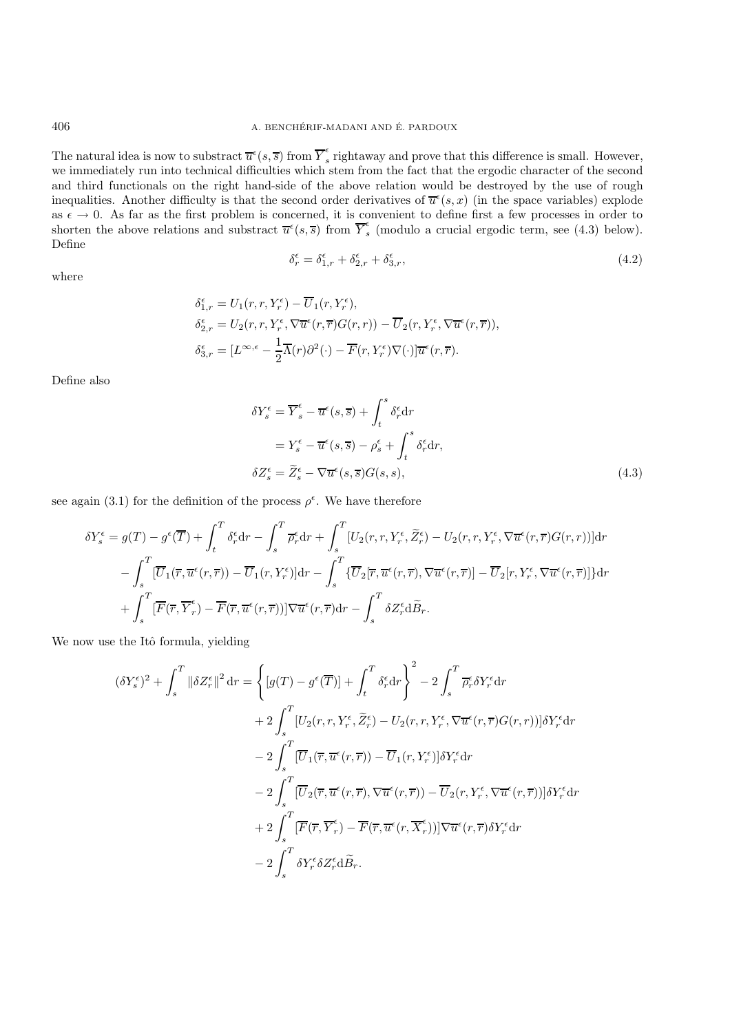The natural idea is now to substract $\overline{u}^\epsilon(s,\overline{s})$ from $\overline{Y}^\epsilon_s$ rightaway and prove that this difference is small. However, we immediately run into technical difficulties which stem from the fact that the ergodic character of the second and third functionals on the right hand-side of the above relation would be destroyed by the use of rough inequalities. Another difficulty is that the second order derivatives of $\overline{u}^\epsilon(s,x)$ (in the space variables) explode as $\epsilon \to 0$. As far as the first problem is concerned, it is convenient to define first a few processes in order to shorten the above relations and substract $\overline{u}^\epsilon(s,\overline{s})$ from $\overline{Y}^\epsilon_s$ (modulo a crucial ergodic term, see (4.3) below). Define

$$\delta^\epsilon_r = \delta^\epsilon_{1,r} + \delta^\epsilon_{2,r} + \delta^\epsilon_{3,r}, \tag{4.2}$$

where

$$\begin{aligned}
\delta^\epsilon_{1,r} &= U_1(r,r,Y^\epsilon_r) - \overline{U}_1(r,Y^\epsilon_r),\\
\delta^\epsilon_{2,r} &= U_2(r,r,Y^\epsilon_r,\nabla\overline{u}^\epsilon(r,\overline{r})G(r,r)) - \overline{U}_2(r,Y^\epsilon_r,\nabla\overline{u}^\epsilon(r,\overline{r})),\\
\delta^\epsilon_{3,r} &= [L^{\infty,\epsilon} - \frac{1}{2}\overline{\Lambda}(r)\partial^2(\cdot) - \overline{F}(r,Y^\epsilon_r)\nabla(\cdot)]\overline{u}^\epsilon(r,\overline{r}).
\end{aligned}$$

Define also

$$\begin{aligned}
\delta Y^\epsilon_s &= \overline{Y}^\epsilon_s - \overline{u}^\epsilon(s,\overline{s}) + \int_t^s \delta^\epsilon_r \mathrm{d}r\\
&= Y^\epsilon_s - \overline{u}^\epsilon(s,\overline{s}) - \rho^\epsilon_s + \int_t^s \delta^\epsilon_r \mathrm{d}r,\\
\delta Z^\epsilon_s &= \widetilde{Z}^\epsilon_s - \nabla\overline{u}^\epsilon(s,\overline{s})G(s,s),
\end{aligned} \tag{4.3}$$

see again (3.1) for the definition of the process $\rho^\epsilon$. We have therefore

$$\begin{aligned}
\delta Y^\epsilon_s = {}& g(T) - g^\epsilon(\overline{T}) + \int_t^T \delta^\epsilon_r \mathrm{d}r - \int_s^T \overline{\rho}^\epsilon_r \mathrm{d}r + \int_s^T [U_2(r,r,Y^\epsilon_r,\widetilde{Z}^\epsilon_r) - U_2(r,r,Y^\epsilon_r,\nabla\overline{u}^\epsilon(r,\overline{r})G(r,r))]\mathrm{d}r\\
&- \int_s^T [\overline{U}_1(\overline{r},\overline{u}^\epsilon(r,\overline{r})) - \overline{U}_1(r,Y^\epsilon_r)]\mathrm{d}r - \int_s^T \{\overline{U}_2[\overline{r},\overline{u}^\epsilon(r,\overline{r}),\nabla\overline{u}^\epsilon(r,\overline{r})] - \overline{U}_2[r,Y^\epsilon_r,\nabla\overline{u}^\epsilon(r,\overline{r})]\}\mathrm{d}r\\
&+ \int_s^T [\overline{F}(\overline{r},\overline{Y}^\epsilon_r) - \overline{F}(\overline{r},\overline{u}^\epsilon(r,\overline{r}))]\nabla\overline{u}^\epsilon(r,\overline{r})\mathrm{d}r - \int_s^T \delta Z^\epsilon_r \mathrm{d}\widetilde{B}_r.
\end{aligned}$$

We now use the Itô formula, yielding

$$\begin{aligned}
(\delta Y^\epsilon_s)^2 + \int_s^T \|\delta Z^\epsilon_r\|^2 \mathrm{d}r = {}& \left\{[g(T) - g^\epsilon(\overline{T})] + \int_t^T \delta^\epsilon_r \mathrm{d}r\right\}^2 - 2\int_s^T \overline{\rho}^\epsilon_r \delta Y^\epsilon_r \mathrm{d}r\\
&+ 2\int_s^T [U_2(r,r,Y^\epsilon_r,\widetilde{Z}^\epsilon_r) - U_2(r,r,Y^\epsilon_r,\nabla\overline{u}^\epsilon(r,\overline{r})G(r,r))]\delta Y^\epsilon_r \mathrm{d}r\\
&- 2\int_s^T [\overline{U}_1(\overline{r},\overline{u}^\epsilon(r,\overline{r})) - \overline{U}_1(r,Y^\epsilon_r)]\delta Y^\epsilon_r \mathrm{d}r\\
&- 2\int_s^T [\overline{U}_2(\overline{r},\overline{u}^\epsilon(r,\overline{r}),\nabla\overline{u}^\epsilon(r,\overline{r})) - \overline{U}_2(r,Y^\epsilon_r,\nabla\overline{u}^\epsilon(r,\overline{r}))]\delta Y^\epsilon_r \mathrm{d}r\\
&+ 2\int_s^T [\overline{F}(\overline{r},\overline{Y}^\epsilon_r) - \overline{F}(\overline{r},\overline{u}^\epsilon(r,\overline{X}^\epsilon_r))]\nabla\overline{u}^\epsilon(r,\overline{r})\delta Y^\epsilon_r \mathrm{d}r\\
&- 2\int_s^T \delta Y^\epsilon_r \delta Z^\epsilon_r \mathrm{d}\widetilde{B}_r.
\end{aligned}$$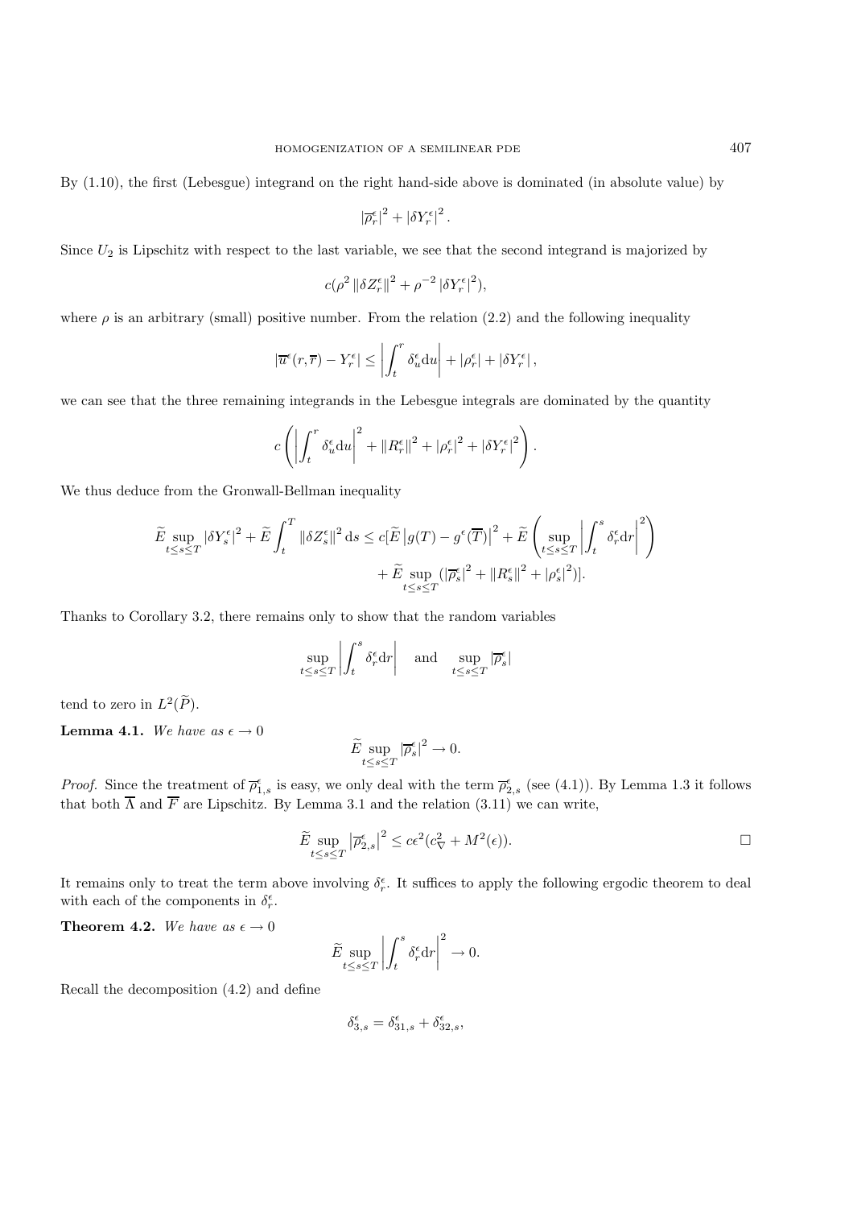By (1.10), the first (Lebesgue) integrand on the right hand-side above is dominated (in absolute value) by

$$|\overline{\rho}^{\epsilon}_r|^2 + |\delta Y^{\epsilon}_r|^2 .$$

Since $U_2$ is Lipschitz with respect to the last variable, we see that the second integrand is majorized by

$$c(\rho^2 \|\delta Z^{\epsilon}_r\|^2 + \rho^{-2} |\delta Y^{\epsilon}_r|^2),$$

where $\rho$ is an arbitrary (small) positive number. From the relation (2.2) and the following inequality

$$|\overline{u}^{\epsilon}(r, \overline{r}) - Y^{\epsilon}_r| \leq \left| \int_t^r \delta^{\epsilon}_u \mathrm{d}u \right| + |\rho^{\epsilon}_r| + |\delta Y^{\epsilon}_r| ,$$

we can see that the three remaining integrands in the Lebesgue integrals are dominated by the quantity

$$c \left( \left| \int_t^r \delta^{\epsilon}_u \mathrm{d}u \right|^2 + \|R^{\epsilon}_r\|^2 + |\rho^{\epsilon}_r|^2 + |\delta Y^{\epsilon}_r|^2 \right).$$

We thus deduce from the Gronwall-Bellman inequality

$$\widetilde{E} \sup_{t \leq s \leq T} |\delta Y^{\epsilon}_s|^2 + \widetilde{E} \int_t^T \|\delta Z^{\epsilon}_s\|^2 \mathrm{d}s \leq c[\widetilde{E} \left| g(T) - g^{\epsilon}(\overline{T}) \right|^2 + \widetilde{E} \left( \sup_{t \leq s \leq T} \left| \int_t^s \delta^{\epsilon}_r \mathrm{d}r \right|^2 \right)$$
$$+ \widetilde{E} \sup_{t \leq s \leq T} (|\overline{\rho}^{\epsilon}_s|^2 + \|R^{\epsilon}_s\|^2 + |\rho^{\epsilon}_s|^2)].$$

Thanks to Corollary 3.2, there remains only to show that the random variables

$$\sup_{t \leq s \leq T} \left| \int_t^s \delta^{\epsilon}_r \mathrm{d}r \right| \quad \text{and} \quad \sup_{t \leq s \leq T} |\overline{\rho}^{\epsilon}_s|$$

tend to zero in $L^2(\widetilde{P})$.

**Lemma 4.1.** *We have as $\epsilon \to 0$*

$$\widetilde{E} \sup_{t \leq s \leq T} |\overline{\rho}^{\epsilon}_s|^2 \to 0.$$

*Proof.* Since the treatment of $\overline{\rho}^{\epsilon}_{1,s}$ is easy, we only deal with the term $\overline{\rho}^{\epsilon}_{2,s}$ (see (4.1)). By Lemma 1.3 it follows that both $\overline{\Lambda}$ and $\overline{F}$ are Lipschitz. By Lemma 3.1 and the relation (3.11) we can write,

$$\widetilde{E} \sup_{t \leq s \leq T} \left| \overline{\rho}^{\epsilon}_{2,s} \right|^2 \leq c\epsilon^2 (c^2_{\nabla} + M^2(\epsilon)).$$

□

It remains only to treat the term above involving $\delta^{\epsilon}_r$. It suffices to apply the following ergodic theorem to deal with each of the components in $\delta^{\epsilon}_r$.

**Theorem 4.2.** *We have as $\epsilon \to 0$*

$$\widetilde{E} \sup_{t \leq s \leq T} \left| \int_t^s \delta^{\epsilon}_r \mathrm{d}r \right|^2 \to 0.$$

Recall the decomposition (4.2) and define

$$\delta^{\epsilon}_{3,s} = \delta^{\epsilon}_{31,s} + \delta^{\epsilon}_{32,s},$$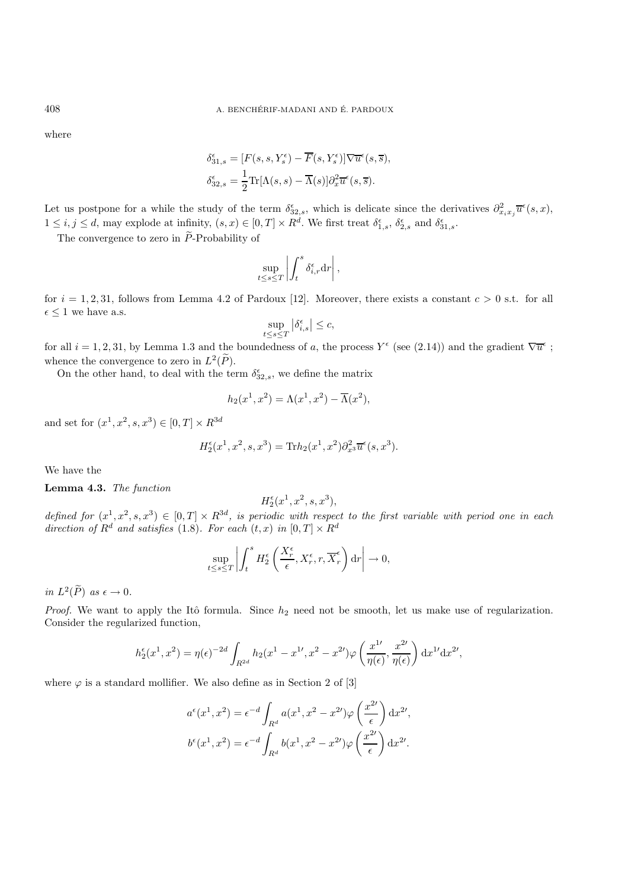where

$$
\delta^{\epsilon}_{31,s} = [F(s, s, Y^{\epsilon}_s) - \overline{F}(s, Y^{\epsilon}_s)]\nabla \overline{u}^{\epsilon}(s, \overline{s}),
$$

$$
\delta^{\epsilon}_{32,s} = \frac{1}{2}\mathrm{Tr}[\Lambda(s, s) - \overline{\Lambda}(s)]\partial^2_x \overline{u}^{\epsilon}(s, \overline{s}).
$$

Let us postpone for a while the study of the term $\delta^{\epsilon}_{32,s}$, which is delicate since the derivatives $\partial^2_{x_i x_j}\overline{u}^{\epsilon}(s, x)$, $1 \leq i, j \leq d$, may explode at infinity, $(s, x) \in [0, T] \times R^d$. We first treat $\delta^{\epsilon}_{1,s}$, $\delta^{\epsilon}_{2,s}$ and $\delta^{\epsilon}_{31,s}$.

The convergence to zero in $\widetilde{P}$-Probability of

$$
\sup_{t \leq s \leq T} \left| \int_t^s \delta^{\epsilon}_{i,r} \mathrm{d}r \right|,
$$

for $i = 1, 2, 31$, follows from Lemma 4.2 of Pardoux [12]. Moreover, there exists a constant $c > 0$ s.t. for all $\epsilon \leq 1$ we have a.s.

$$
\sup_{t \leq s \leq T} \left| \delta^{\epsilon}_{i,s} \right| \leq c,
$$

for all $i = 1, 2, 31$, by Lemma 1.3 and the boundedness of $a$, the process $Y^{\epsilon}$ (see (2.14)) and the gradient $\nabla \overline{u}^{\epsilon}$ ; whence the convergence to zero in $L^2(\widetilde{P})$.

On the other hand, to deal with the term $\delta^{\epsilon}_{32,s}$, we define the matrix

$$
h_2(x^1, x^2) = \Lambda(x^1, x^2) - \overline{\Lambda}(x^2),
$$

and set for $(x^1, x^2, s, x^3) \in [0, T] \times R^{3d}$

$$
H^{\epsilon}_2(x^1, x^2, s, x^3) = \mathrm{Tr} h_2(x^1, x^2)\partial^2_{x^3}\overline{u}^{\epsilon}(s, x^3).
$$

We have the

**Lemma 4.3.** *The function*

$$
H^{\epsilon}_2(x^1, x^2, s, x^3),
$$

*defined for $(x^1, x^2, s, x^3) \in [0, T] \times R^{3d}$, is periodic with respect to the first variable with period one in each direction of $R^d$ and satisfies* (1.8). *For each $(t, x)$ in $[0, T] \times R^d$*

$$
\sup_{t \leq s \leq T} \left| \int_t^s H^{\epsilon}_2\left(\frac{X^{\epsilon}_r}{\epsilon}, X^{\epsilon}_r, r, \overline{X}^{\epsilon}_r\right) \mathrm{d}r \right| \to 0,
$$

*in $L^2(\widetilde{P})$ as $\epsilon \to 0$.*

*Proof.* We want to apply the Itô formula. Since $h_2$ need not be smooth, let us make use of regularization. Consider the regularized function,

$$
h^{\epsilon}_2(x^1, x^2) = \eta(\epsilon)^{-2d} \int_{R^{2d}} h_2(x^1 - x^{1\prime}, x^2 - x^{2\prime})\varphi\left(\frac{x^{1\prime}}{\eta(\epsilon)}, \frac{x^{2\prime}}{\eta(\epsilon)}\right) \mathrm{d}x^{1\prime}\mathrm{d}x^{2\prime},
$$

where $\varphi$ is a standard mollifier. We also define as in Section 2 of [3]

$$
a^{\epsilon}(x^1, x^2) = \epsilon^{-d} \int_{R^d} a(x^1, x^2 - x^{2\prime})\varphi\left(\frac{x^{2\prime}}{\epsilon}\right) \mathrm{d}x^{2\prime},
$$

$$
b^{\epsilon}(x^1, x^2) = \epsilon^{-d} \int_{R^d} b(x^1, x^2 - x^{2\prime})\varphi\left(\frac{x^{2\prime}}{\epsilon}\right) \mathrm{d}x^{2\prime}.
$$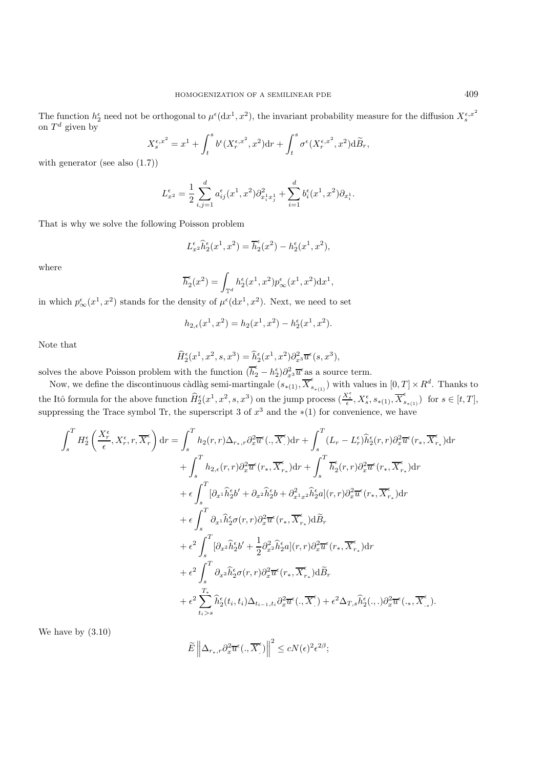The function $h_2^\epsilon$ need not be orthogonal to $\mu^\epsilon(\mathrm{d}x^1, x^2)$, the invariant probability measure for the diffusion $X_s^{\epsilon,x^2}$ on $T^d$ given by

$$X_s^{\epsilon,x^2} = x^1 + \int_t^s b^\epsilon(X_r^{\epsilon,x^2}, x^2)\mathrm{d}r + \int_t^s \sigma^\epsilon(X_r^{\epsilon,x^2}, x^2)\mathrm{d}\widetilde{B}_r,$$

with generator (see also (1.7))

$$L_{x^2}^\epsilon = \frac{1}{2}\sum_{i,j=1}^d a_{ij}^\epsilon(x^1, x^2)\partial^2_{x_i^1 x_j^1} + \sum_{i=1}^d b_i^\epsilon(x^1, x^2)\partial_{x_i^1}.$$

That is why we solve the following Poisson problem

$$L_{x^2}^\epsilon \widehat{h}_2^\epsilon(x^1, x^2) = \overline{h}_2^\epsilon(x^2) - h_2^\epsilon(x^1, x^2),$$

where

$$\overline{h}_2^\epsilon(x^2) = \int_{\mathbb{T}^d} h_2^\epsilon(x^1, x^2)p_\infty^\epsilon(x^1, x^2)\mathrm{d}x^1,$$

in which $p_\infty^\epsilon(x^1, x^2)$ stands for the density of $\mu^\epsilon(\mathrm{d}x^1, x^2)$. Next, we need to set

$$h_{2,\epsilon}(x^1, x^2) = h_2(x^1, x^2) - h_2^\epsilon(x^1, x^2).$$

Note that

$$\widehat{H}_2^\epsilon(x^1, x^2, s, x^3) = \widehat{h}_2^\epsilon(x^1, x^2)\partial^2_{x^3}\overline{u}^\epsilon(s, x^3),$$

solves the above Poisson problem with the function $(\overline{h}_2^\epsilon - h_2^\epsilon)\partial^2_{x^3}\overline{u}^\epsilon$ as a source term.

Now, we define the discontinuous càdlàg semi-martingale $(s_{*(1)}, \overline{X}^\epsilon_{s_{*(1)}})$ with values in $[0,T]\times R^d$. Thanks to the Itô formula for the above function $\widehat{H}_2^\epsilon(x^1, x^2, s, x^3)$ on the jump process $(\frac{X_s^\epsilon}{\epsilon}, X_s^\epsilon, s_{*(1)}, \overline{X}^\epsilon_{s_{*(1)}})$ for $s \in [t,T]$, suppressing the Trace symbol Tr, the superscript 3 of $x^3$ and the $*(1)$ for convenience, we have

$$\begin{aligned}
\int_s^T H_2^\epsilon\left(\frac{X_r^\epsilon}{\epsilon}, X_r^\epsilon, r, \overline{X}_r^\epsilon\right)\mathrm{d}r &= \int_s^T h_2(r,r)\Delta_{r_*,r}\partial_x^2\overline{u}^\epsilon(.,\overline{X}^\epsilon_.)\mathrm{d}r + \int_s^T (L_r - L_r^\epsilon)\widehat{h}_2^\epsilon(r,r)\partial_x^2\overline{u}^\epsilon(r_*, \overline{X}^\epsilon_{r_*})\mathrm{d}r \\
&+ \int_s^T h_{2,\epsilon}(r,r)\partial_x^2\overline{u}^\epsilon(r_*, \overline{X}^\epsilon_{r_*})\mathrm{d}r + \int_s^T \overline{h}_2^\epsilon(r,r)\partial_x^2\overline{u}^\epsilon(r_*, \overline{X}^\epsilon_{r_*})\mathrm{d}r \\
&+ \epsilon\int_s^T [\partial_{x^1}\widehat{h}_2^\epsilon b' + \partial_{x^2}\widehat{h}_2^\epsilon b + \partial^2_{x^1x^2}\widehat{h}_2^\epsilon a](r,r)\partial_x^2\overline{u}^\epsilon(r_*, \overline{X}^\epsilon_{r_*})\mathrm{d}r \\
&+ \epsilon\int_s^T \partial_{x^1}\widehat{h}_2^\epsilon\sigma(r,r)\partial_x^2\overline{u}^\epsilon(r_*, \overline{X}^\epsilon_{r_*})\mathrm{d}\widetilde{B}_r \\
&+ \epsilon^2\int_s^T [\partial_{x^2}\widehat{h}_2^\epsilon b' + \frac{1}{2}\partial^2_{x^2}\widehat{h}_2^\epsilon a](r,r)\partial_x^2\overline{u}^\epsilon(r_*, \overline{X}^\epsilon_{r_*})\mathrm{d}r \\
&+ \epsilon^2\int_s^T \partial_{x^2}\widehat{h}_2^\epsilon\sigma(r,r)\partial_x^2\overline{u}^\epsilon(r_*, \overline{X}^\epsilon_{r_*})\mathrm{d}\widetilde{B}_r \\
&+ \epsilon^2\sum_{t_i>s}^{T_*}\widehat{h}_2^\epsilon(t_i,t_i)\Delta_{t_{i-1},t_i}\partial_x^2\overline{u}^\epsilon(.,\overline{X}^\epsilon_.) + \epsilon^2\Delta_{T,s}\widehat{h}_2^\epsilon(.,.)\partial_x^2\overline{u}^\epsilon(._*,\overline{X}^\epsilon_{._*}).
\end{aligned}$$

We have by (3.10)

$$\widetilde{E}\left\|\Delta_{r_*,r}\partial_x^2\overline{u}^\epsilon(.,\overline{X}^\epsilon_.)\right\|^2 \leq cN(\epsilon)^2\epsilon^{2\beta};$$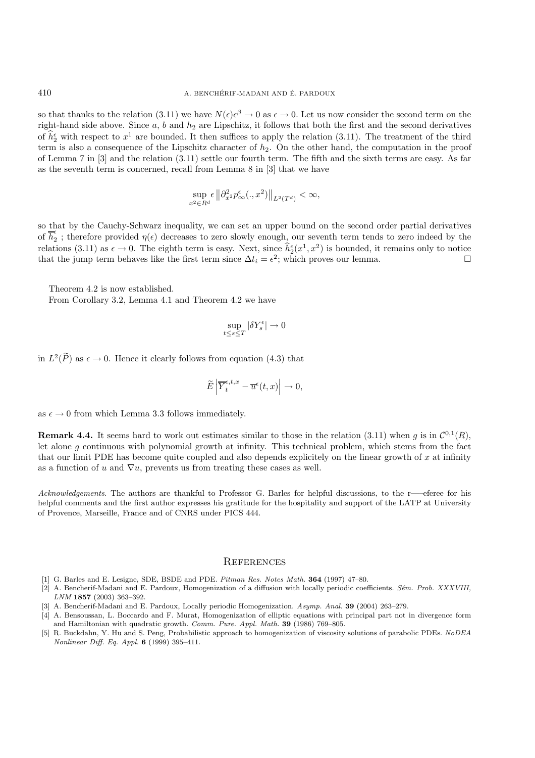so that thanks to the relation (3.11) we have $N(\epsilon)\epsilon^\beta \to 0$ as $\epsilon \to 0$. Let us now consider the second term on the right-hand side above. Since $a$, $b$ and $h_2$ are Lipschitz, it follows that both the first and the second derivatives of $\widehat{h}_2^\epsilon$ with respect to $x^1$ are bounded. It then suffices to apply the relation (3.11). The treatment of the third term is also a consequence of the Lipschitz character of $h_2$. On the other hand, the computation in the proof of Lemma 7 in [3] and the relation (3.11) settle our fourth term. The fifth and the sixth terms are easy. As far as the seventh term is concerned, recall from Lemma 8 in [3] that we have

$$\sup_{x^2 \in R^d} \epsilon \left\| \partial^2_{x^2} p^\epsilon_\infty(., x^2) \right\|_{L^2(T^d)} < \infty,$$

so that by the Cauchy-Schwarz inequality, we can set an upper bound on the second order partial derivatives of $\overline{h}_2^\epsilon$ ; therefore provided $\eta(\epsilon)$ decreases to zero slowly enough, our seventh term tends to zero indeed by the relations (3.11) as $\epsilon \to 0$. The eighth term is easy. Next, since $\widehat{h}_2^\epsilon(x^1, x^2)$ is bounded, it remains only to notice that the jump term behaves like the first term since $\Delta t_i = \epsilon^2$; which proves our lemma. $\square$

Theorem 4.2 is now established.

From Corollary 3.2, Lemma 4.1 and Theorem 4.2 we have

$$\sup_{t \leq s \leq T} |\delta Y_s^\epsilon| \to 0$$

in $L^2(\widetilde{P})$ as $\epsilon \to 0$. Hence it clearly follows from equation (4.3) that

$$\widetilde{E}\left|\overline{Y}_t^{\epsilon,t,x} - \overline{u}^\epsilon(t,x)\right| \to 0,$$

as $\epsilon \to 0$ from which Lemma 3.3 follows immediately.

**Remark 4.4.** It seems hard to work out estimates similar to those in the relation (3.11) when $g$ is in $\mathcal{C}^{0,1}(R)$, let alone $g$ continuous with polynomial growth at infinity. This technical problem, which stems from the fact that our limit PDE has become quite coupled and also depends explicitely on the linear growth of $x$ at infinity as a function of $u$ and $\nabla u$, prevents us from treating these cases as well.

*Acknowledgements*. The authors are thankful to Professor G. Barles for helpful discussions, to the r—–eferee for his helpful comments and the first author expresses his gratitude for the hospitality and support of the LATP at University of Provence, Marseille, France and of CNRS under PICS 444.

## References

[1] G. Barles and E. Lesigne, SDE, BSDE and PDE. *Pitman Res. Notes Math.* **364** (1997) 47–80.

[2] A. Bencherif-Madani and E. Pardoux, Homogenization of a diffusion with locally periodic coefficients. *Sém. Prob. XXXVIII, LNM* **1857** (2003) 363–392.

[3] A. Bencherif-Madani and E. Pardoux, Locally periodic Homogenization. *Asymp. Anal.* **39** (2004) 263–279.

[4] A. Bensoussan, L. Boccardo and F. Murat, Homogenization of elliptic equations with principal part not in divergence form and Hamiltonian with quadratic growth. *Comm. Pure. Appl. Math.* **39** (1986) 769–805.

[5] R. Buckdahn, Y. Hu and S. Peng, Probabilistic approach to homogenization of viscosity solutions of parabolic PDEs. *NoDEA Nonlinear Diff. Eq. Appl.* **6** (1999) 395–411.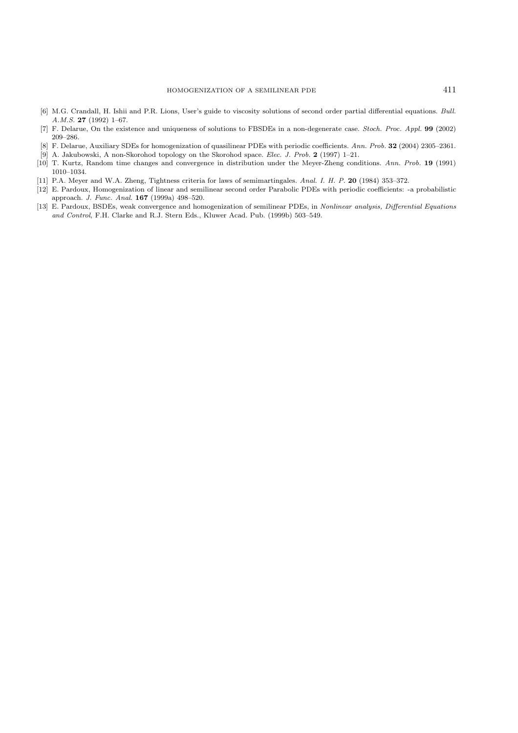- [6] M.G. Crandall, H. Ishii and P.R. Lions, User's guide to viscosity solutions of second order partial differential equations. *Bull. A.M.S.* **27** (1992) 1–67.
- [7] F. Delarue, On the existence and uniqueness of solutions to FBSDEs in a non-degenerate case. *Stoch. Proc. Appl.* **99** (2002) 209–286.
- [8] F. Delarue, Auxiliary SDEs for homogenization of quasilinear PDEs with periodic coefficients. *Ann. Prob.* **32** (2004) 2305–2361.
- [9] A. Jakubowski, A non-Skorohod topology on the Skorohod space. *Elec. J. Prob.* **2** (1997) 1–21.
- [10] T. Kurtz, Random time changes and convergence in distribution under the Meyer-Zheng conditions. *Ann. Prob.* **19** (1991) 1010–1034.
- [11] P.A. Meyer and W.A. Zheng, Tightness criteria for laws of semimartingales. *Anal. I. H. P.* **20** (1984) 353–372.
- [12] E. Pardoux, Homogenization of linear and semilinear second order Parabolic PDEs with periodic coefficients: -a probabilistic approach. *J. Func. Anal.* **167** (1999a) 498–520.
- [13] E. Pardoux, BSDEs, weak convergence and homogenization of semilinear PDEs, in *Nonlinear analysis, Differential Equations and Control*, F.H. Clarke and R.J. Stern Eds., Kluwer Acad. Pub. (1999b) 503–549.